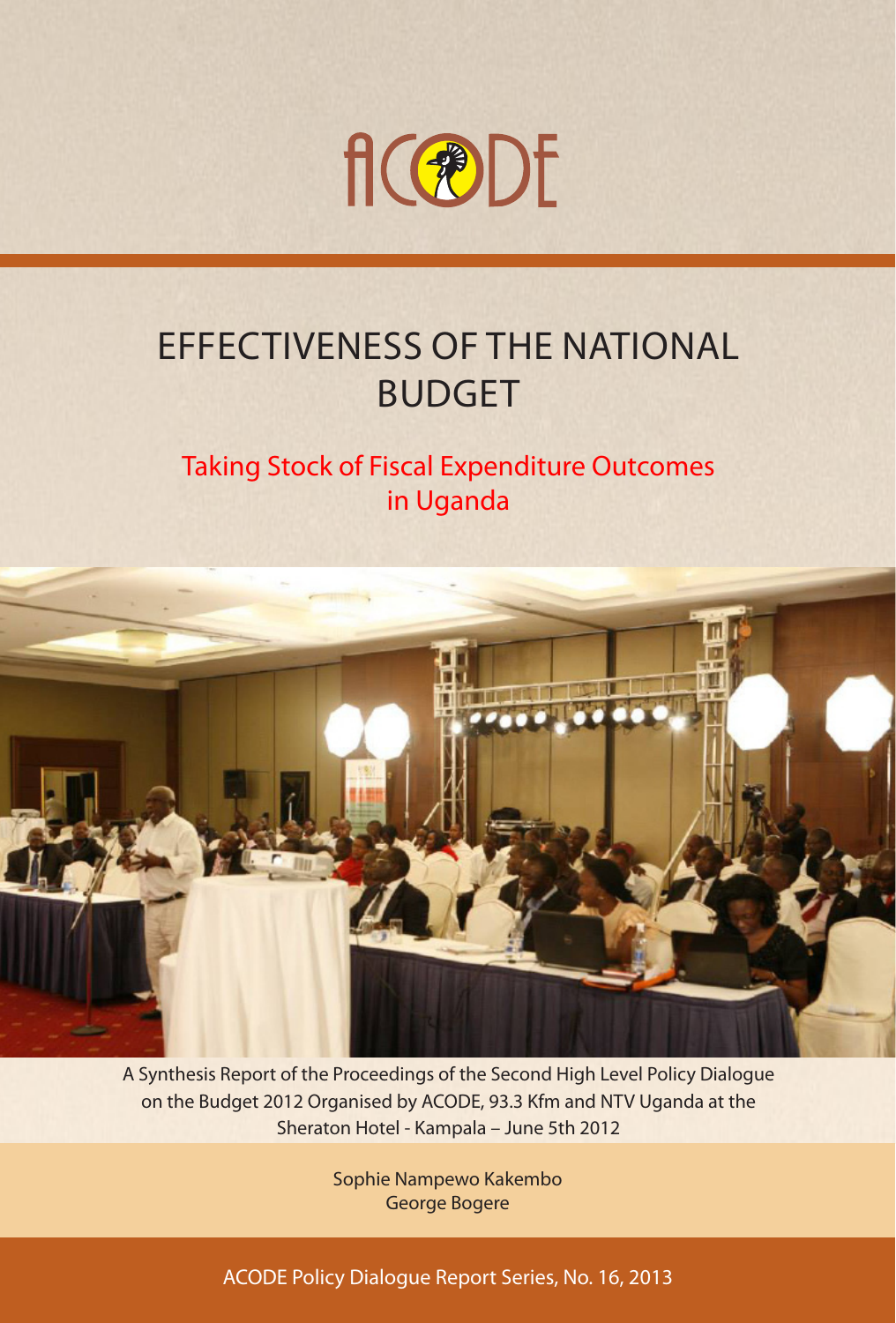ACODE

# EFFECTIVENESS OF THE NATIONAL BUDGET

## Taking Stock of Fiscal Expenditure Outcomes in Uganda

A Synthesis Report of the Proceedings of the Second High Level Policy Dialogue on the Budget 2012 Organised by ACODE, 93.3 Kfm and NTV Uganda at the Sheraton Hotel - Kampala – June 5th 2012

Sophie Nampewo Kakembo
George Bogere

ACODE Policy Dialogue Report Series, No. 16, 2013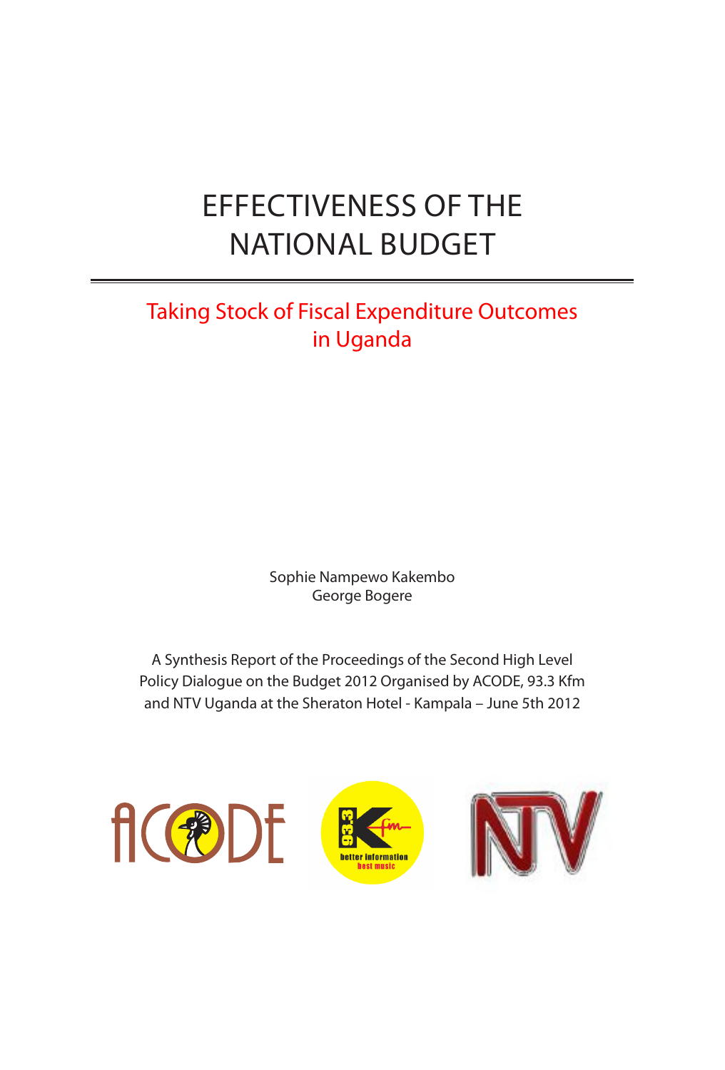# EFFECTIVENESS OF THE NATIONAL BUDGET

## Taking Stock of Fiscal Expenditure Outcomes in Uganda

Sophie Nampewo Kakembo
George Bogere

A Synthesis Report of the Proceedings of the Second High Level Policy Dialogue on the Budget 2012 Organised by ACODE, 93.3 Kfm and NTV Uganda at the Sheraton Hotel - Kampala – June 5th 2012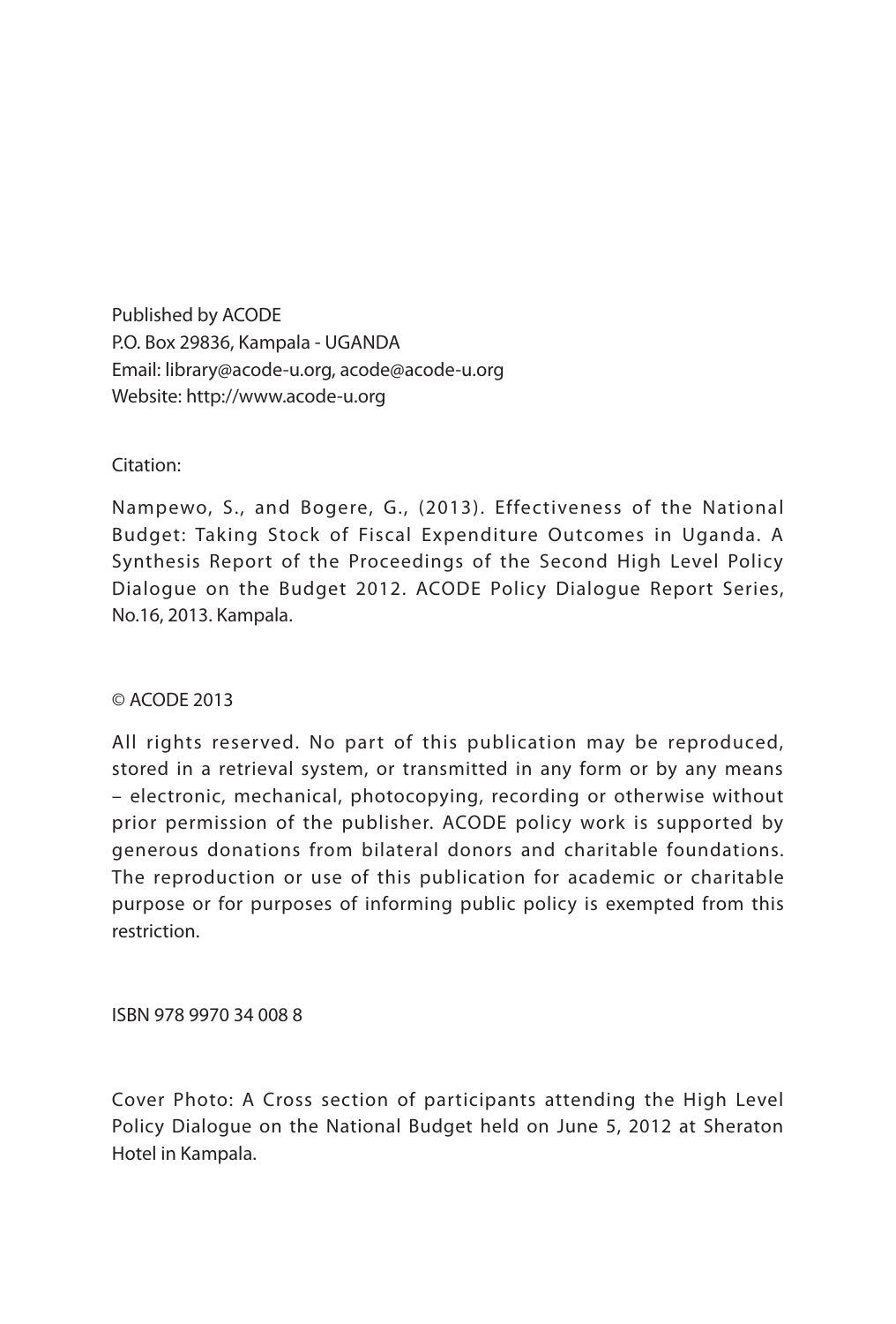Published by ACODE
P.O. Box 29836, Kampala - UGANDA
Email: library@acode-u.org, acode@acode-u.org
Website: http://www.acode-u.org

Citation:

Nampewo, S., and Bogere, G., (2013). Effectiveness of the National Budget: Taking Stock of Fiscal Expenditure Outcomes in Uganda. A Synthesis Report of the Proceedings of the Second High Level Policy Dialogue on the Budget 2012. ACODE Policy Dialogue Report Series, No.16, 2013. Kampala.

© ACODE 2013

All rights reserved. No part of this publication may be reproduced, stored in a retrieval system, or transmitted in any form or by any means – electronic, mechanical, photocopying, recording or otherwise without prior permission of the publisher. ACODE policy work is supported by generous donations from bilateral donors and charitable foundations. The reproduction or use of this publication for academic or charitable purpose or for purposes of informing public policy is exempted from this restriction.

ISBN 978 9970 34 008 8

Cover Photo: A Cross section of participants attending the High Level Policy Dialogue on the National Budget held on June 5, 2012 at Sheraton Hotel in Kampala.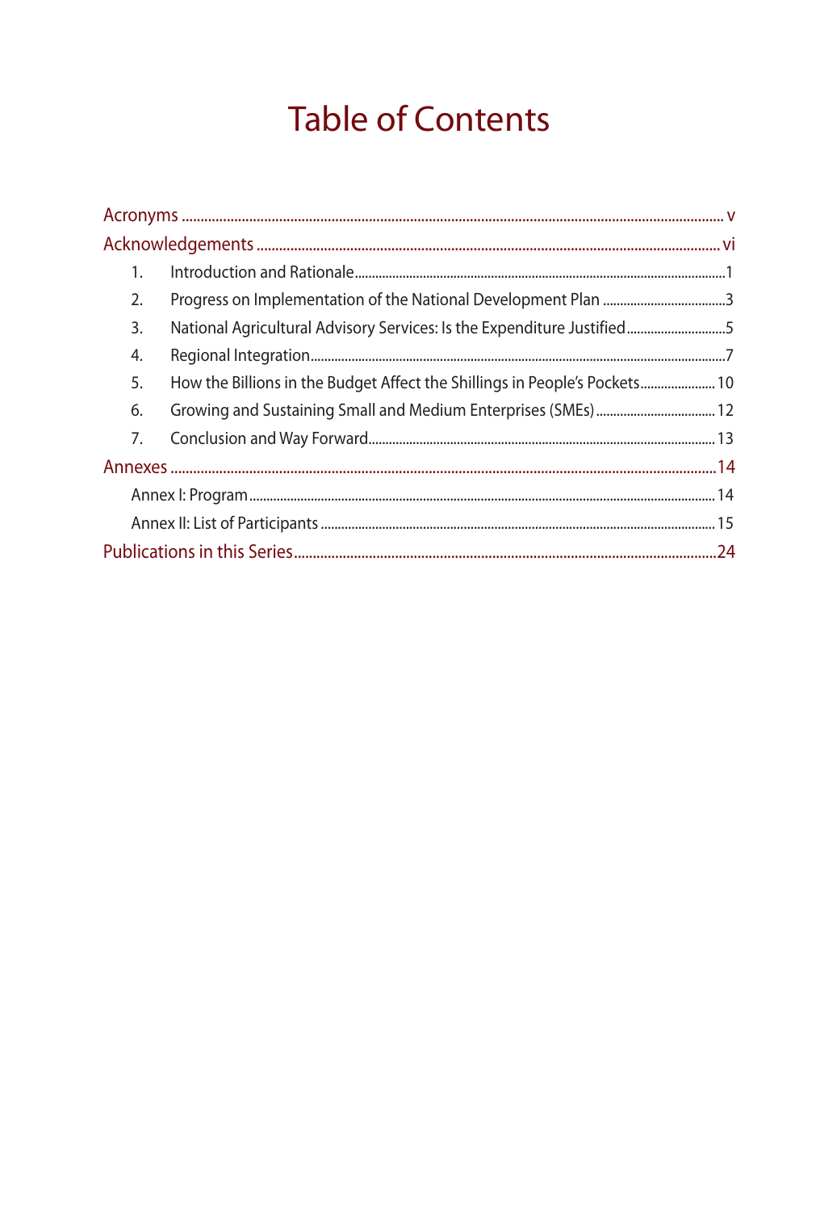# Table of Contents

Acronyms ..... v

Acknowledgements ..... vi

1. Introduction and Rationale ..... 1
2. Progress on Implementation of the National Development Plan ..... 3
3. National Agricultural Advisory Services: Is the Expenditure Justified ..... 5
4. Regional Integration ..... 7
5. How the Billions in the Budget Affect the Shillings in People's Pockets ..... 10
6. Growing and Sustaining Small and Medium Enterprises (SMEs) ..... 12
7. Conclusion and Way Forward ..... 13

Annexes ..... 14

- Annex I: Program ..... 14
- Annex II: List of Participants ..... 15

Publications in this Series ..... 24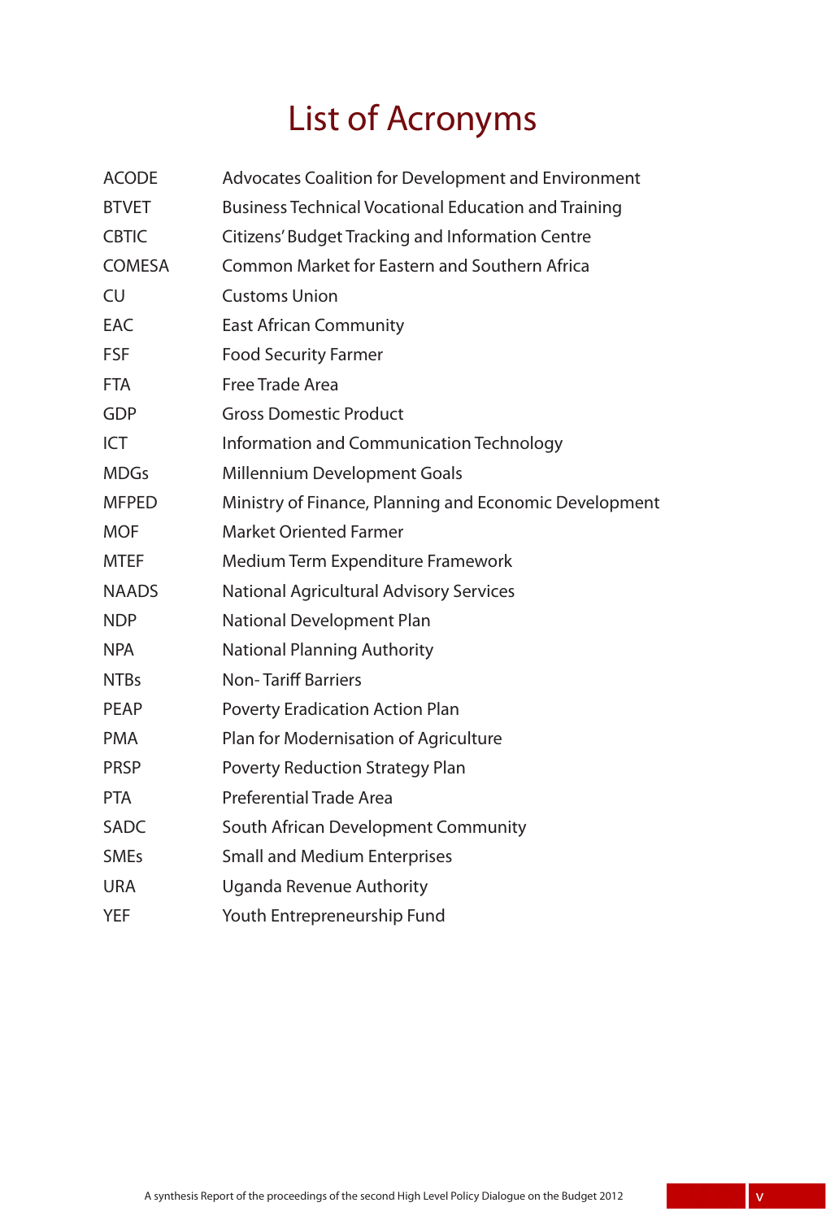# List of Acronyms

| | |
|---|---|
| ACODE | Advocates Coalition for Development and Environment |
| BTVET | Business Technical Vocational Education and Training |
| CBTIC | Citizens' Budget Tracking and Information Centre |
| COMESA | Common Market for Eastern and Southern Africa |
| CU | Customs Union |
| EAC | East African Community |
| FSF | Food Security Farmer |
| FTA | Free Trade Area |
| GDP | Gross Domestic Product |
| ICT | Information and Communication Technology |
| MDGs | Millennium Development Goals |
| MFPED | Ministry of Finance, Planning and Economic Development |
| MOF | Market Oriented Farmer |
| MTEF | Medium Term Expenditure Framework |
| NAADS | National Agricultural Advisory Services |
| NDP | National Development Plan |
| NPA | National Planning Authority |
| NTBs | Non- Tariff Barriers |
| PEAP | Poverty Eradication Action Plan |
| PMA | Plan for Modernisation of Agriculture |
| PRSP | Poverty Reduction Strategy Plan |
| PTA | Preferential Trade Area |
| SADC | South African Development Community |
| SMEs | Small and Medium Enterprises |
| URA | Uganda Revenue Authority |
| YEF | Youth Entrepreneurship Fund |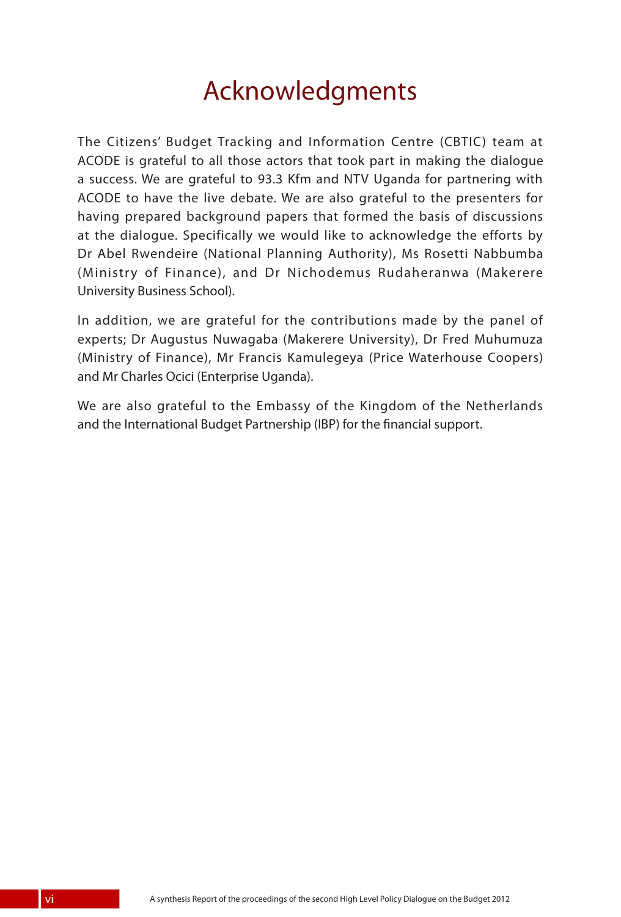# Acknowledgments

The Citizens' Budget Tracking and Information Centre (CBTIC) team at ACODE is grateful to all those actors that took part in making the dialogue a success. We are grateful to 93.3 Kfm and NTV Uganda for partnering with ACODE to have the live debate. We are also grateful to the presenters for having prepared background papers that formed the basis of discussions at the dialogue. Specifically we would like to acknowledge the efforts by Dr Abel Rwendeire (National Planning Authority), Ms Rosetti Nabbumba (Ministry of Finance), and Dr Nichodemus Rudaheranwa (Makerere University Business School).

In addition, we are grateful for the contributions made by the panel of experts; Dr Augustus Nuwagaba (Makerere University), Dr Fred Muhumuza (Ministry of Finance), Mr Francis Kamulegeya (Price Waterhouse Coopers) and Mr Charles Ocici (Enterprise Uganda).

We are also grateful to the Embassy of the Kingdom of the Netherlands and the International Budget Partnership (IBP) for the financial support.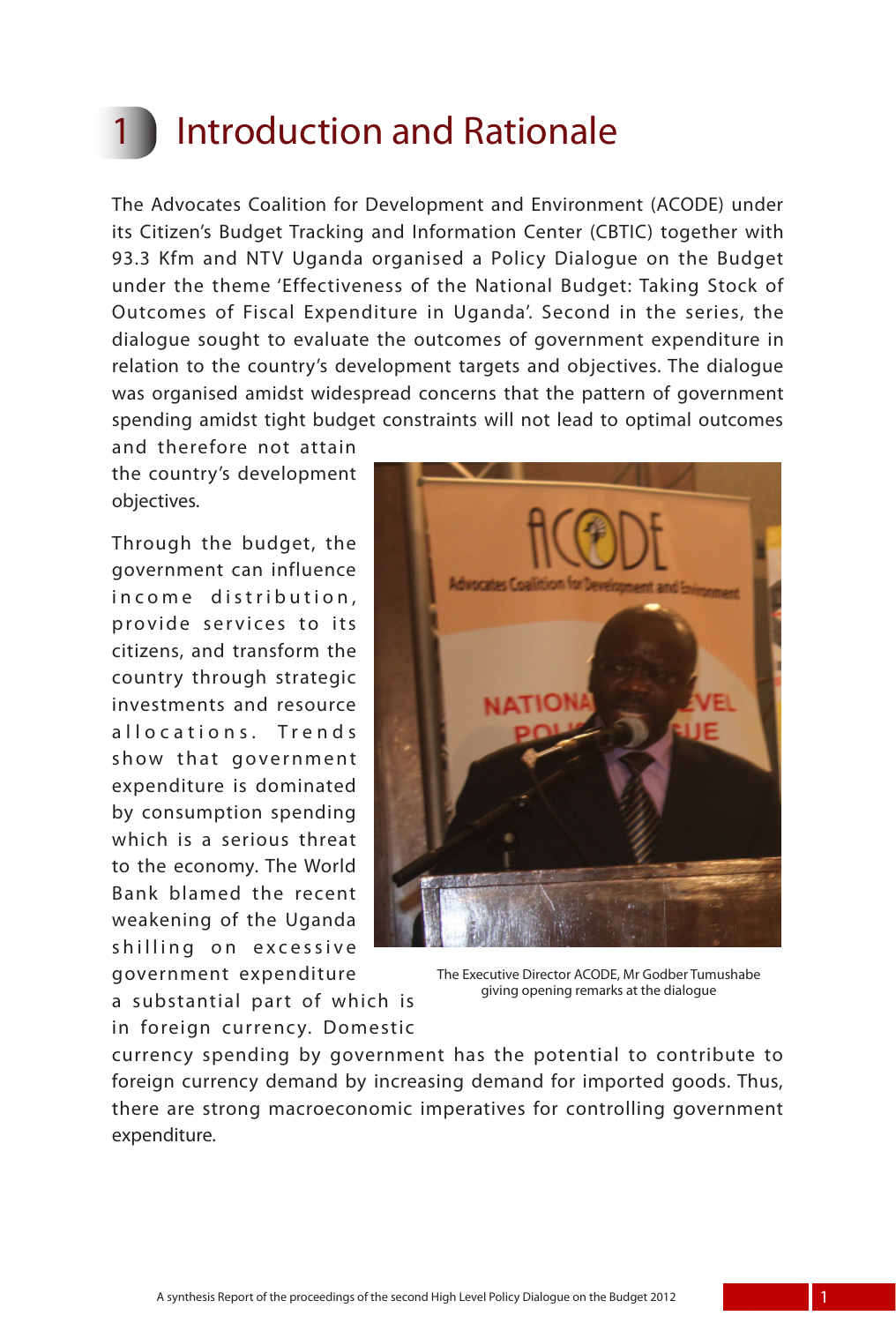# 1 Introduction and Rationale

The Advocates Coalition for Development and Environment (ACODE) under its Citizen's Budget Tracking and Information Center (CBTIC) together with 93.3 Kfm and NTV Uganda organised a Policy Dialogue on the Budget under the theme 'Effectiveness of the National Budget: Taking Stock of Outcomes of Fiscal Expenditure in Uganda'. Second in the series, the dialogue sought to evaluate the outcomes of government expenditure in relation to the country's development targets and objectives. The dialogue was organised amidst widespread concerns that the pattern of government spending amidst tight budget constraints will not lead to optimal outcomes and therefore not attain the country's development objectives.

The Executive Director ACODE, Mr Godber Tumushabe giving opening remarks at the dialogue

Through the budget, the government can influence income distribution, provide services to its citizens, and transform the country through strategic investments and resource allocations. Trends show that government expenditure is dominated by consumption spending which is a serious threat to the economy. The World Bank blamed the recent weakening of the Uganda shilling on excessive government expenditure a substantial part of which is in foreign currency. Domestic currency spending by government has the potential to contribute to foreign currency demand by increasing demand for imported goods. Thus, there are strong macroeconomic imperatives for controlling government expenditure.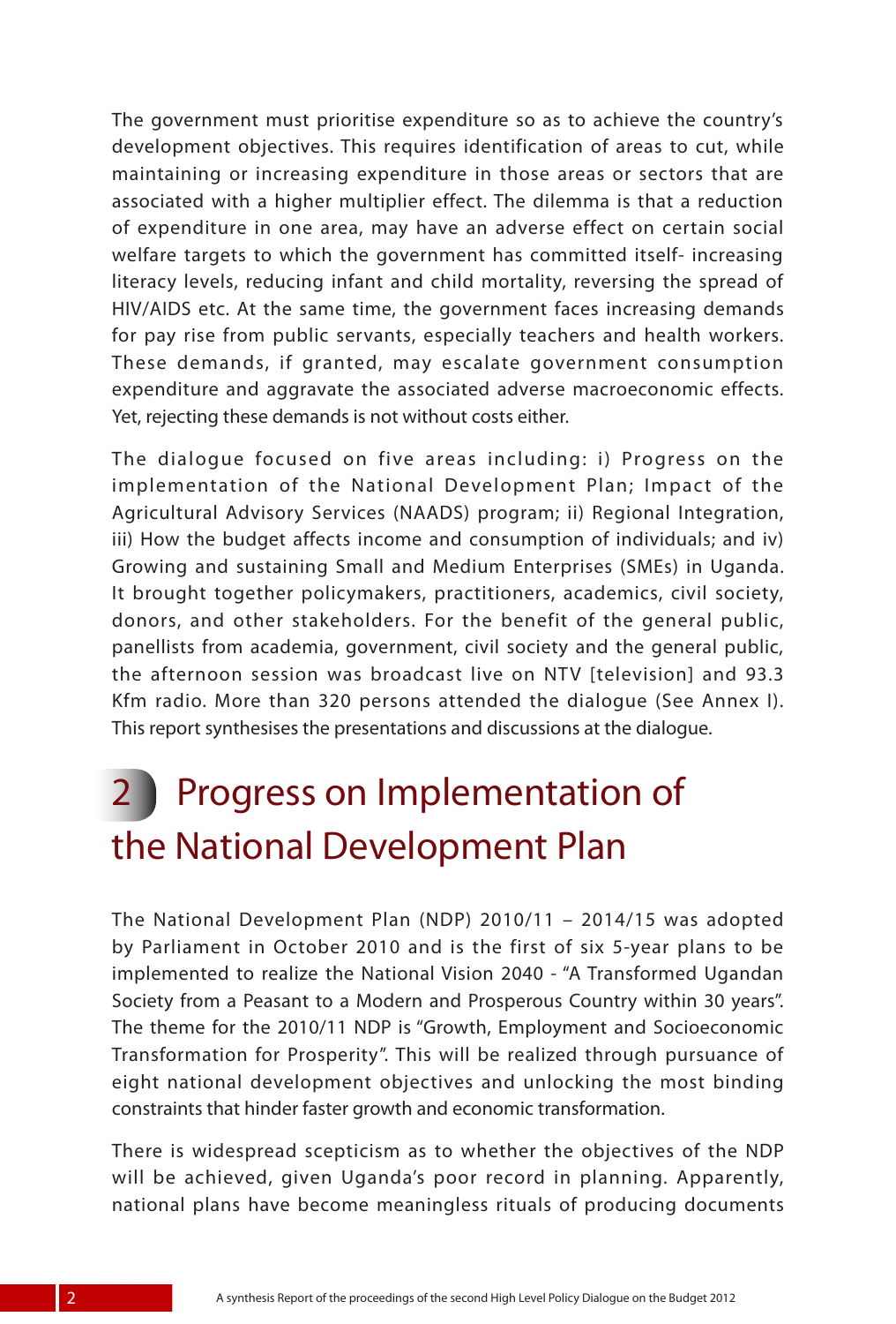The government must prioritise expenditure so as to achieve the country's development objectives. This requires identification of areas to cut, while maintaining or increasing expenditure in those areas or sectors that are associated with a higher multiplier effect. The dilemma is that a reduction of expenditure in one area, may have an adverse effect on certain social welfare targets to which the government has committed itself- increasing literacy levels, reducing infant and child mortality, reversing the spread of HIV/AIDS etc. At the same time, the government faces increasing demands for pay rise from public servants, especially teachers and health workers. These demands, if granted, may escalate government consumption expenditure and aggravate the associated adverse macroeconomic effects. Yet, rejecting these demands is not without costs either.

The dialogue focused on five areas including: i) Progress on the implementation of the National Development Plan; Impact of the Agricultural Advisory Services (NAADS) program; ii) Regional Integration, iii) How the budget affects income and consumption of individuals; and iv) Growing and sustaining Small and Medium Enterprises (SMEs) in Uganda. It brought together policymakers, practitioners, academics, civil society, donors, and other stakeholders. For the benefit of the general public, panellists from academia, government, civil society and the general public, the afternoon session was broadcast live on NTV [television] and 93.3 Kfm radio. More than 320 persons attended the dialogue (See Annex I). This report synthesises the presentations and discussions at the dialogue.

# 2 Progress on Implementation of the National Development Plan

The National Development Plan (NDP) 2010/11 – 2014/15 was adopted by Parliament in October 2010 and is the first of six 5-year plans to be implemented to realize the National Vision 2040 - "A Transformed Ugandan Society from a Peasant to a Modern and Prosperous Country within 30 years". The theme for the 2010/11 NDP is "Growth, Employment and Socioeconomic Transformation for Prosperity". This will be realized through pursuance of eight national development objectives and unlocking the most binding constraints that hinder faster growth and economic transformation.

There is widespread scepticism as to whether the objectives of the NDP will be achieved, given Uganda's poor record in planning. Apparently, national plans have become meaningless rituals of producing documents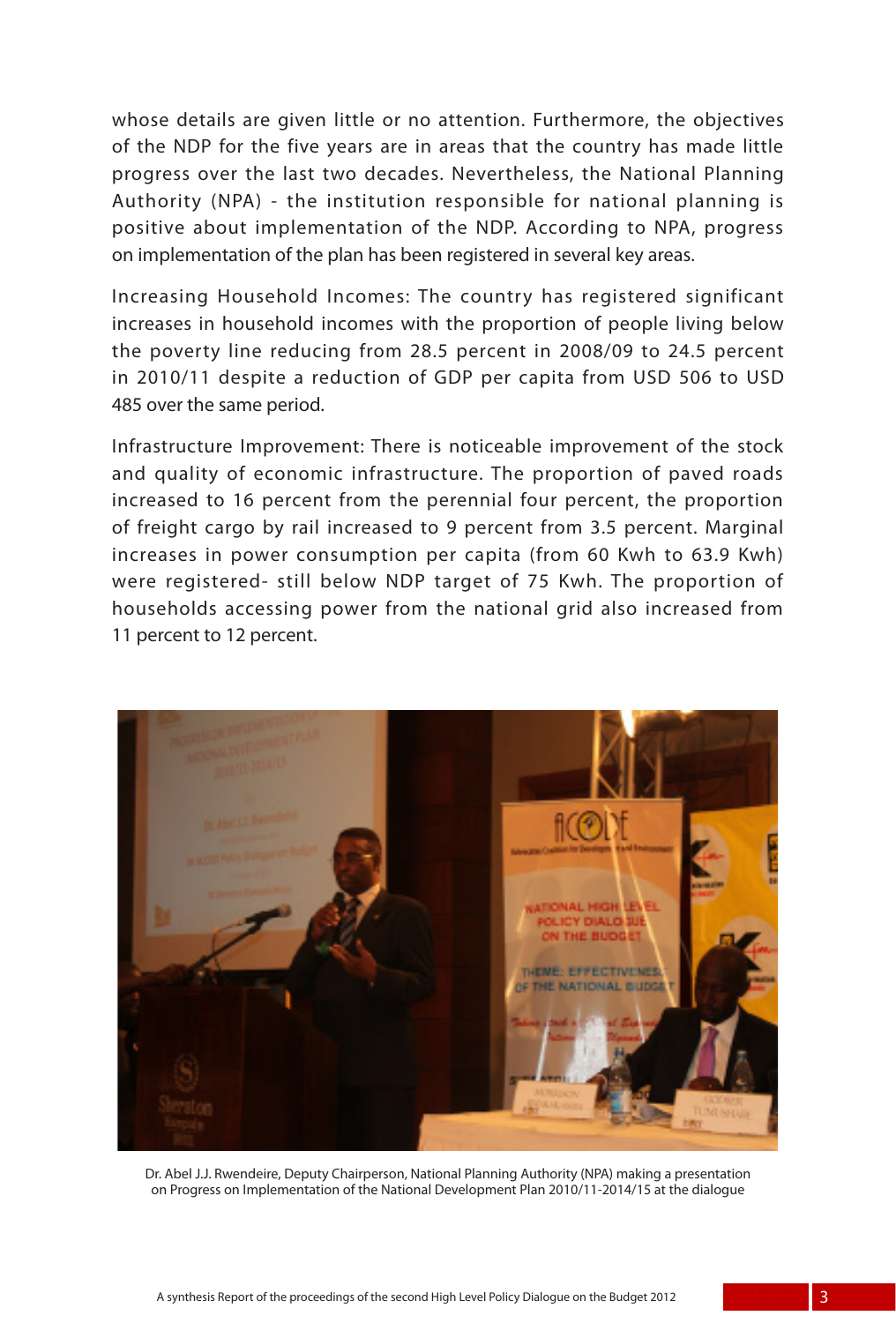whose details are given little or no attention. Furthermore, the objectives of the NDP for the five years are in areas that the country has made little progress over the last two decades. Nevertheless, the National Planning Authority (NPA) - the institution responsible for national planning is positive about implementation of the NDP. According to NPA, progress on implementation of the plan has been registered in several key areas.

Increasing Household Incomes: The country has registered significant increases in household incomes with the proportion of people living below the poverty line reducing from 28.5 percent in 2008/09 to 24.5 percent in 2010/11 despite a reduction of GDP per capita from USD 506 to USD 485 over the same period.

Infrastructure Improvement: There is noticeable improvement of the stock and quality of economic infrastructure. The proportion of paved roads increased to 16 percent from the perennial four percent, the proportion of freight cargo by rail increased to 9 percent from 3.5 percent. Marginal increases in power consumption per capita (from 60 Kwh to 63.9 Kwh) were registered- still below NDP target of 75 Kwh. The proportion of households accessing power from the national grid also increased from 11 percent to 12 percent.

Dr. Abel J.J. Rwendeire, Deputy Chairperson, National Planning Authority (NPA) making a presentation on Progress on Implementation of the National Development Plan 2010/11-2014/15 at the dialogue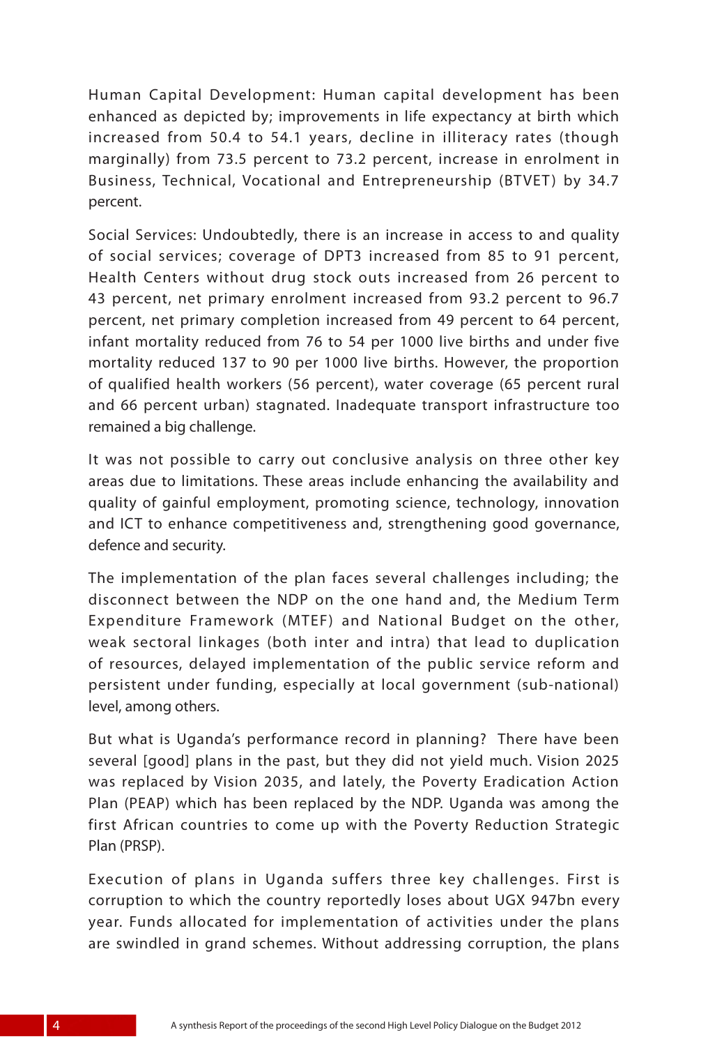Human Capital Development: Human capital development has been enhanced as depicted by; improvements in life expectancy at birth which increased from 50.4 to 54.1 years, decline in illiteracy rates (though marginally) from 73.5 percent to 73.2 percent, increase in enrolment in Business, Technical, Vocational and Entrepreneurship (BTVET) by 34.7 percent.

Social Services: Undoubtedly, there is an increase in access to and quality of social services; coverage of DPT3 increased from 85 to 91 percent, Health Centers without drug stock outs increased from 26 percent to 43 percent, net primary enrolment increased from 93.2 percent to 96.7 percent, net primary completion increased from 49 percent to 64 percent, infant mortality reduced from 76 to 54 per 1000 live births and under five mortality reduced 137 to 90 per 1000 live births. However, the proportion of qualified health workers (56 percent), water coverage (65 percent rural and 66 percent urban) stagnated. Inadequate transport infrastructure too remained a big challenge.

It was not possible to carry out conclusive analysis on three other key areas due to limitations. These areas include enhancing the availability and quality of gainful employment, promoting science, technology, innovation and ICT to enhance competitiveness and, strengthening good governance, defence and security.

The implementation of the plan faces several challenges including; the disconnect between the NDP on the one hand and, the Medium Term Expenditure Framework (MTEF) and National Budget on the other, weak sectoral linkages (both inter and intra) that lead to duplication of resources, delayed implementation of the public service reform and persistent under funding, especially at local government (sub-national) level, among others.

But what is Uganda's performance record in planning? There have been several [good] plans in the past, but they did not yield much. Vision 2025 was replaced by Vision 2035, and lately, the Poverty Eradication Action Plan (PEAP) which has been replaced by the NDP. Uganda was among the first African countries to come up with the Poverty Reduction Strategic Plan (PRSP).

Execution of plans in Uganda suffers three key challenges. First is corruption to which the country reportedly loses about UGX 947bn every year. Funds allocated for implementation of activities under the plans are swindled in grand schemes. Without addressing corruption, the plans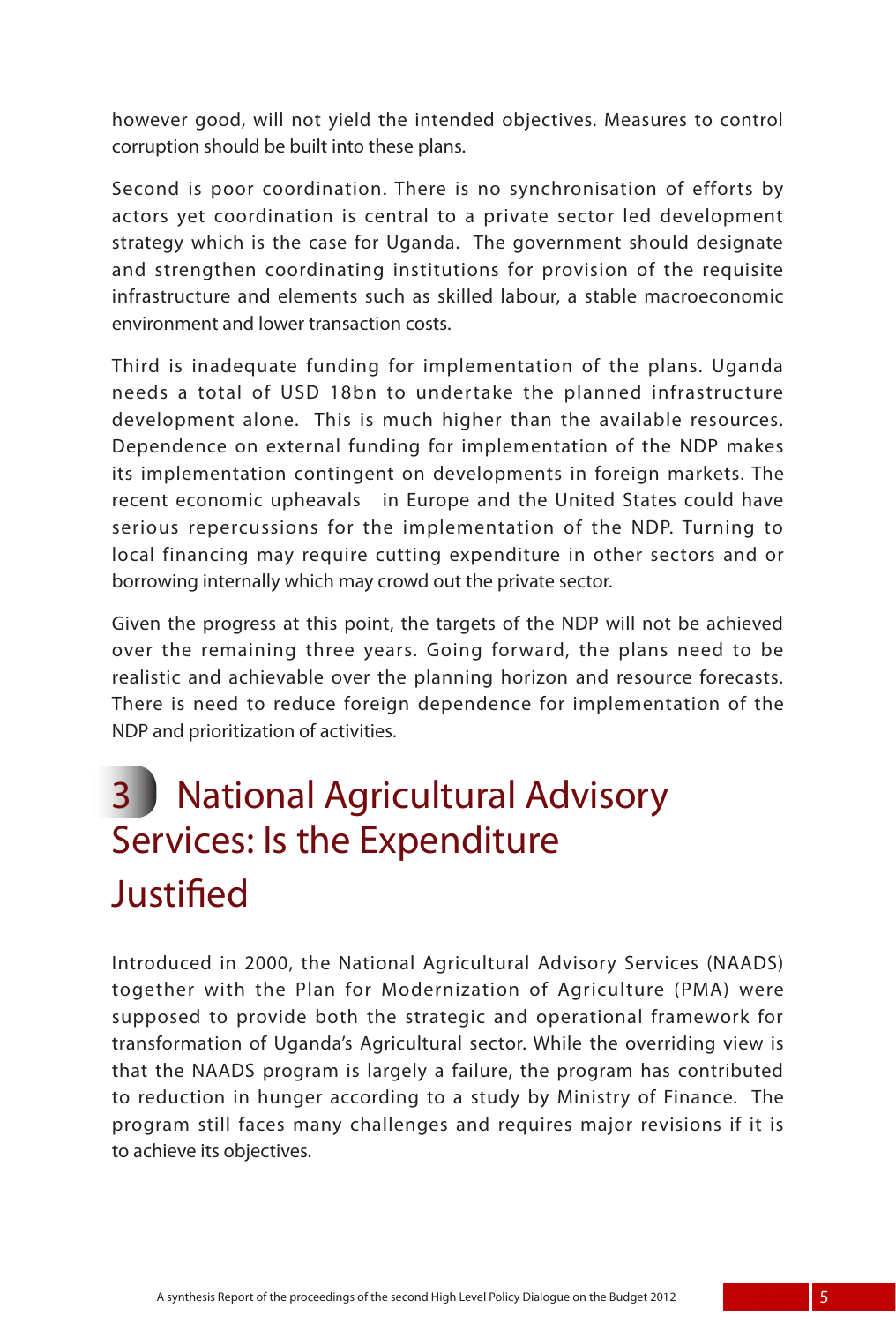however good, will not yield the intended objectives. Measures to control corruption should be built into these plans.

Second is poor coordination. There is no synchronisation of efforts by actors yet coordination is central to a private sector led development strategy which is the case for Uganda. The government should designate and strengthen coordinating institutions for provision of the requisite infrastructure and elements such as skilled labour, a stable macroeconomic environment and lower transaction costs.

Third is inadequate funding for implementation of the plans. Uganda needs a total of USD 18bn to undertake the planned infrastructure development alone. This is much higher than the available resources. Dependence on external funding for implementation of the NDP makes its implementation contingent on developments in foreign markets. The recent economic upheavals in Europe and the United States could have serious repercussions for the implementation of the NDP. Turning to local financing may require cutting expenditure in other sectors and or borrowing internally which may crowd out the private sector.

Given the progress at this point, the targets of the NDP will not be achieved over the remaining three years. Going forward, the plans need to be realistic and achievable over the planning horizon and resource forecasts. There is need to reduce foreign dependence for implementation of the NDP and prioritization of activities.

# 3 National Agricultural Advisory Services: Is the Expenditure Justified

Introduced in 2000, the National Agricultural Advisory Services (NAADS) together with the Plan for Modernization of Agriculture (PMA) were supposed to provide both the strategic and operational framework for transformation of Uganda's Agricultural sector. While the overriding view is that the NAADS program is largely a failure, the program has contributed to reduction in hunger according to a study by Ministry of Finance. The program still faces many challenges and requires major revisions if it is to achieve its objectives.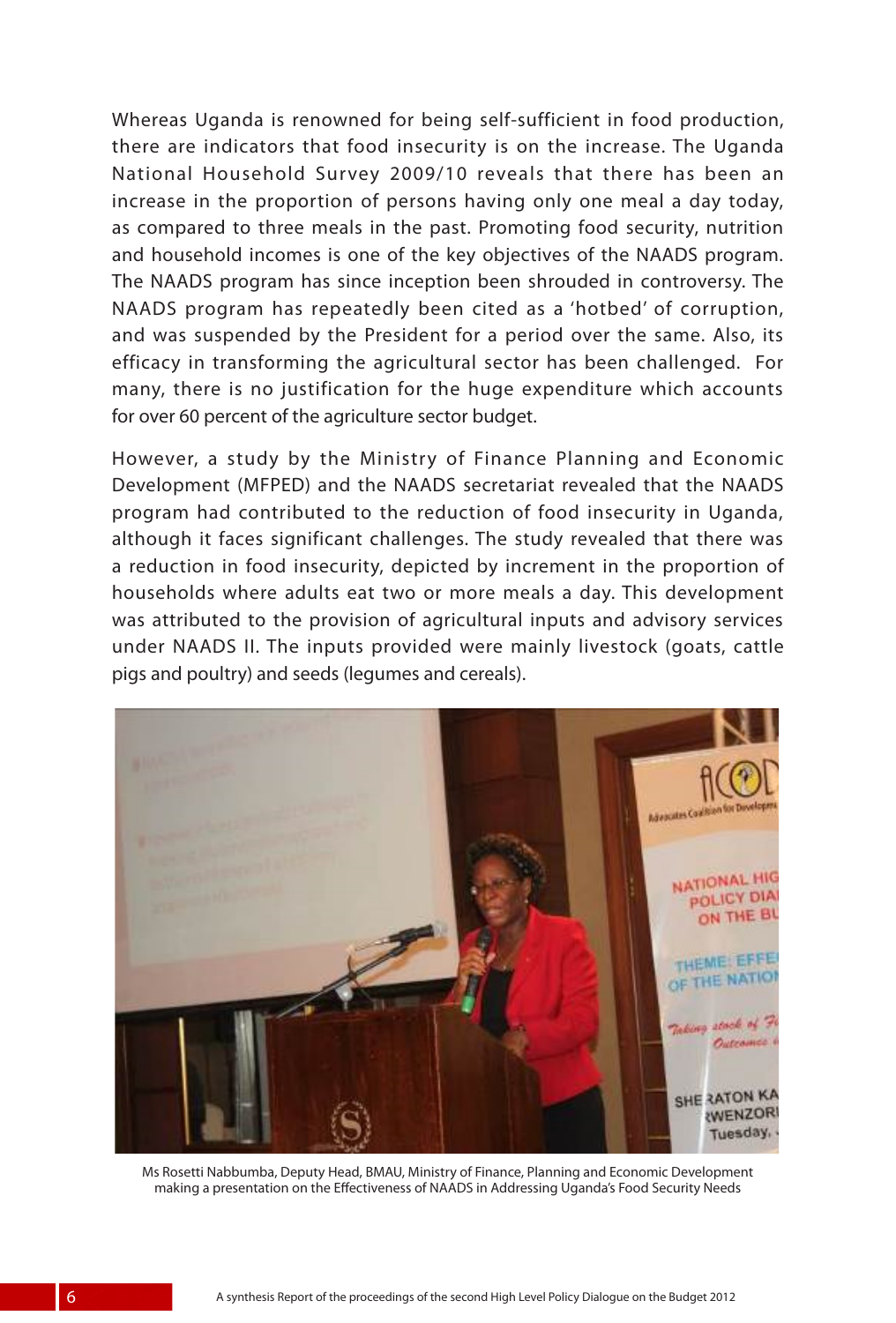Whereas Uganda is renowned for being self-sufficient in food production, there are indicators that food insecurity is on the increase. The Uganda National Household Survey 2009/10 reveals that there has been an increase in the proportion of persons having only one meal a day today, as compared to three meals in the past. Promoting food security, nutrition and household incomes is one of the key objectives of the NAADS program. The NAADS program has since inception been shrouded in controversy. The NAADS program has repeatedly been cited as a 'hotbed' of corruption, and was suspended by the President for a period over the same. Also, its efficacy in transforming the agricultural sector has been challenged. For many, there is no justification for the huge expenditure which accounts for over 60 percent of the agriculture sector budget.

However, a study by the Ministry of Finance Planning and Economic Development (MFPED) and the NAADS secretariat revealed that the NAADS program had contributed to the reduction of food insecurity in Uganda, although it faces significant challenges. The study revealed that there was a reduction in food insecurity, depicted by increment in the proportion of households where adults eat two or more meals a day. This development was attributed to the provision of agricultural inputs and advisory services under NAADS II. The inputs provided were mainly livestock (goats, cattle pigs and poultry) and seeds (legumes and cereals).

Ms Rosetti Nabbumba, Deputy Head, BMAU, Ministry of Finance, Planning and Economic Development making a presentation on the Effectiveness of NAADS in Addressing Uganda's Food Security Needs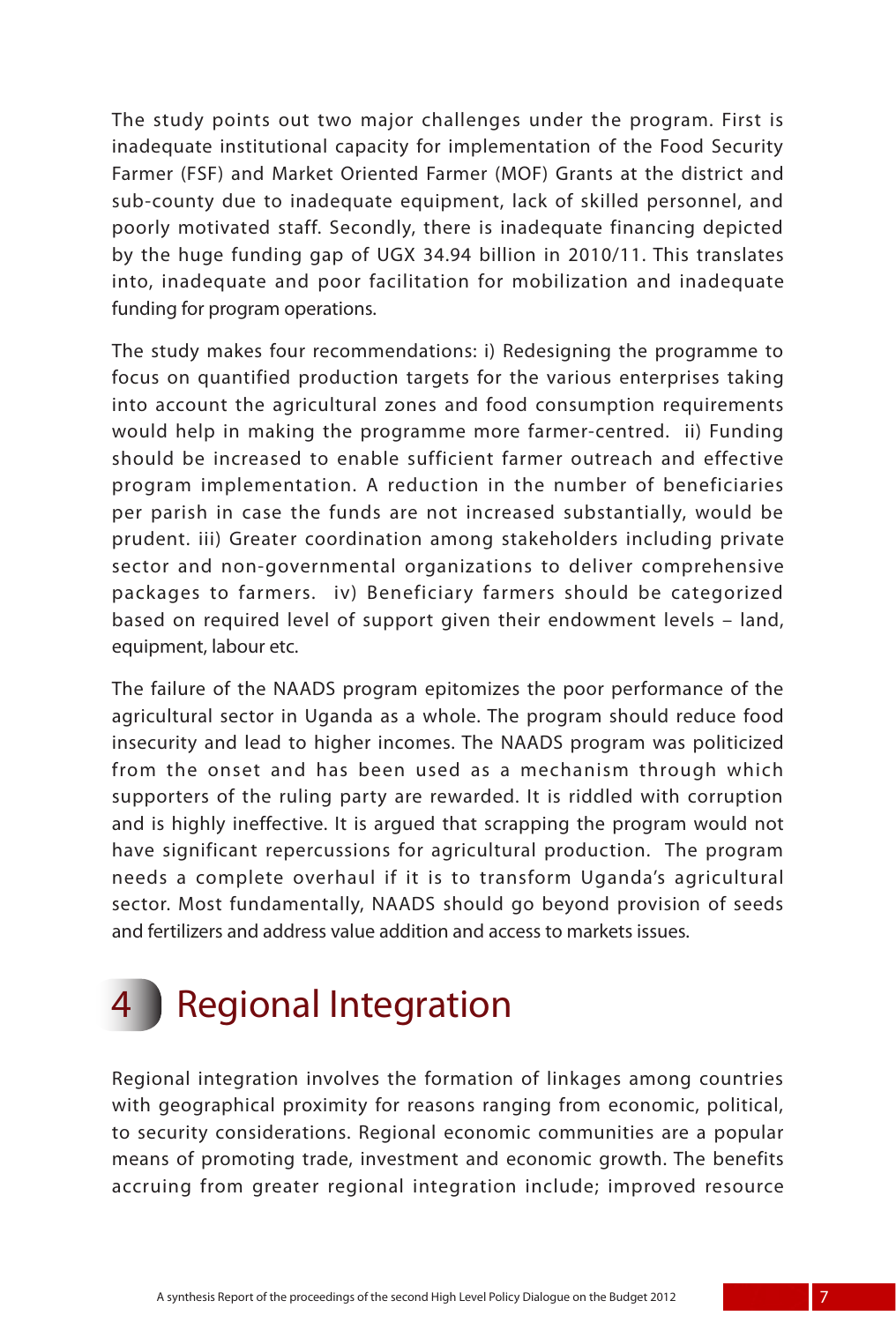The study points out two major challenges under the program. First is inadequate institutional capacity for implementation of the Food Security Farmer (FSF) and Market Oriented Farmer (MOF) Grants at the district and sub-county due to inadequate equipment, lack of skilled personnel, and poorly motivated staff. Secondly, there is inadequate financing depicted by the huge funding gap of UGX 34.94 billion in 2010/11. This translates into, inadequate and poor facilitation for mobilization and inadequate funding for program operations.

The study makes four recommendations: i) Redesigning the programme to focus on quantified production targets for the various enterprises taking into account the agricultural zones and food consumption requirements would help in making the programme more farmer-centred. ii) Funding should be increased to enable sufficient farmer outreach and effective program implementation. A reduction in the number of beneficiaries per parish in case the funds are not increased substantially, would be prudent. iii) Greater coordination among stakeholders including private sector and non-governmental organizations to deliver comprehensive packages to farmers. iv) Beneficiary farmers should be categorized based on required level of support given their endowment levels – land, equipment, labour etc.

The failure of the NAADS program epitomizes the poor performance of the agricultural sector in Uganda as a whole. The program should reduce food insecurity and lead to higher incomes. The NAADS program was politicized from the onset and has been used as a mechanism through which supporters of the ruling party are rewarded. It is riddled with corruption and is highly ineffective. It is argued that scrapping the program would not have significant repercussions for agricultural production. The program needs a complete overhaul if it is to transform Uganda's agricultural sector. Most fundamentally, NAADS should go beyond provision of seeds and fertilizers and address value addition and access to markets issues.

# 4 Regional Integration

Regional integration involves the formation of linkages among countries with geographical proximity for reasons ranging from economic, political, to security considerations. Regional economic communities are a popular means of promoting trade, investment and economic growth. The benefits accruing from greater regional integration include; improved resource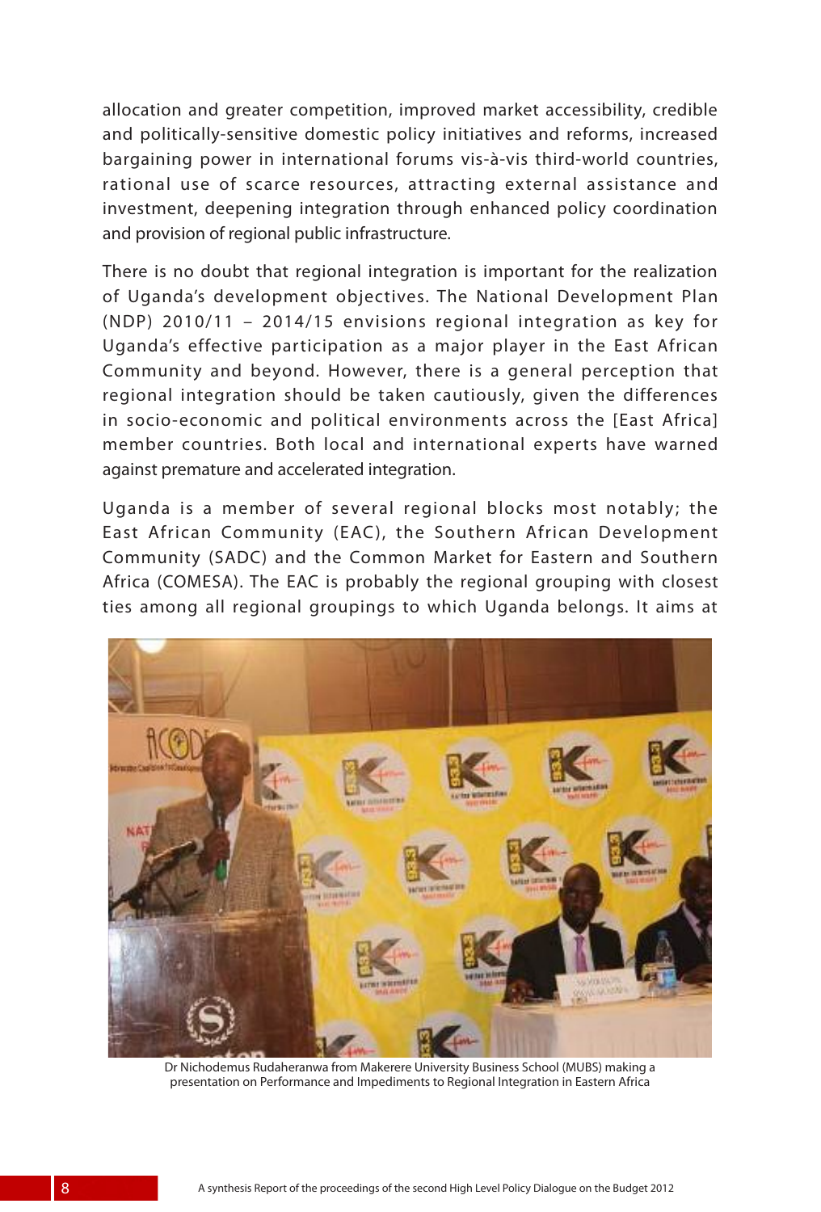allocation and greater competition, improved market accessibility, credible and politically-sensitive domestic policy initiatives and reforms, increased bargaining power in international forums vis-à-vis third-world countries, rational use of scarce resources, attracting external assistance and investment, deepening integration through enhanced policy coordination and provision of regional public infrastructure.

There is no doubt that regional integration is important for the realization of Uganda's development objectives. The National Development Plan (NDP) 2010/11 – 2014/15 envisions regional integration as key for Uganda's effective participation as a major player in the East African Community and beyond. However, there is a general perception that regional integration should be taken cautiously, given the differences in socio-economic and political environments across the [East Africa] member countries. Both local and international experts have warned against premature and accelerated integration.

Uganda is a member of several regional blocks most notably; the East African Community (EAC), the Southern African Development Community (SADC) and the Common Market for Eastern and Southern Africa (COMESA). The EAC is probably the regional grouping with closest ties among all regional groupings to which Uganda belongs. It aims at

Dr Nichodemus Rudaheranwa from Makerere University Business School (MUBS) making a presentation on Performance and Impediments to Regional Integration in Eastern Africa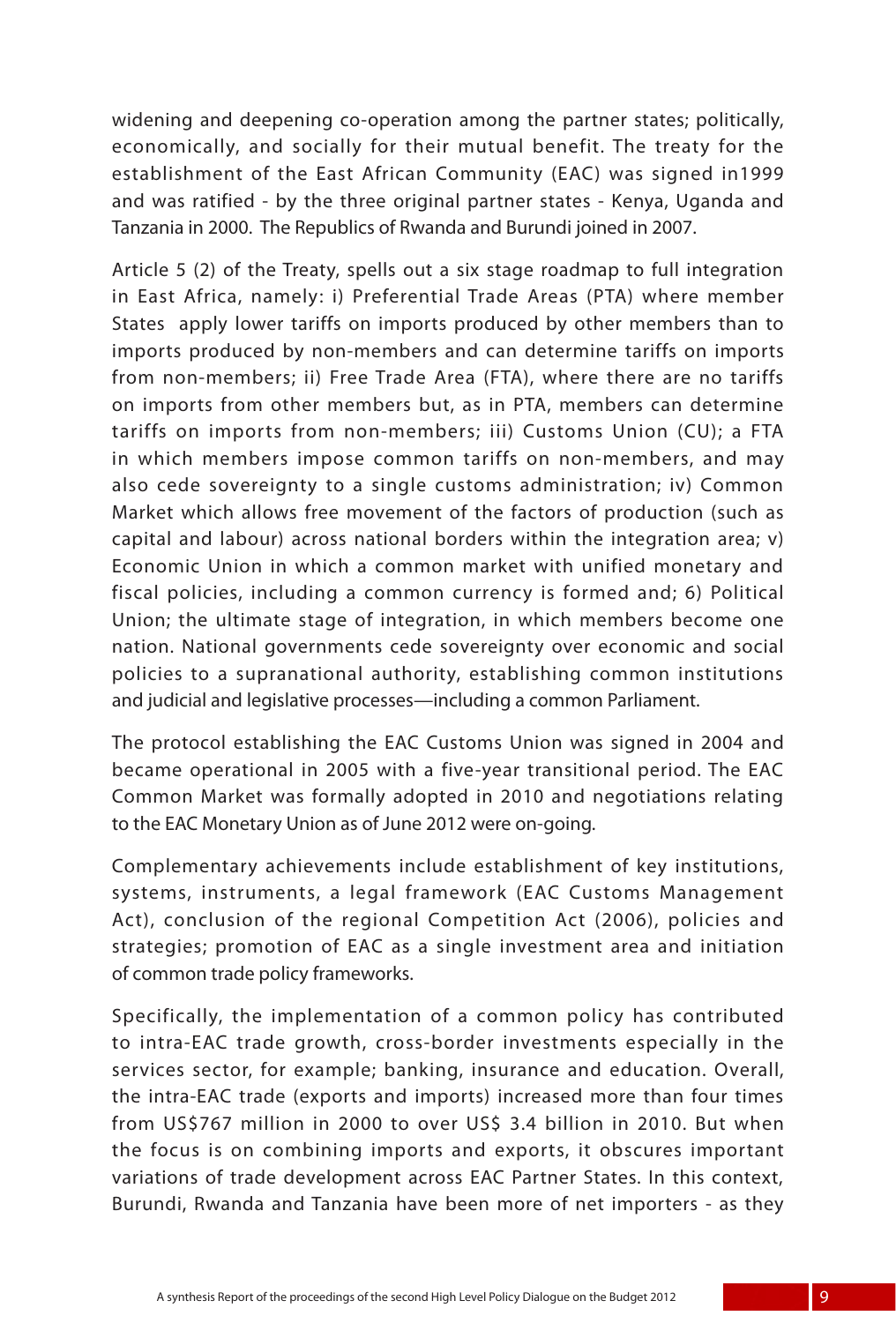widening and deepening co-operation among the partner states; politically, economically, and socially for their mutual benefit. The treaty for the establishment of the East African Community (EAC) was signed in1999 and was ratified - by the three original partner states - Kenya, Uganda and Tanzania in 2000. The Republics of Rwanda and Burundi joined in 2007.

Article 5 (2) of the Treaty, spells out a six stage roadmap to full integration in East Africa, namely: i) Preferential Trade Areas (PTA) where member States apply lower tariffs on imports produced by other members than to imports produced by non-members and can determine tariffs on imports from non-members; ii) Free Trade Area (FTA), where there are no tariffs on imports from other members but, as in PTA, members can determine tariffs on imports from non-members; iii) Customs Union (CU); a FTA in which members impose common tariffs on non-members, and may also cede sovereignty to a single customs administration; iv) Common Market which allows free movement of the factors of production (such as capital and labour) across national borders within the integration area; v) Economic Union in which a common market with unified monetary and fiscal policies, including a common currency is formed and; 6) Political Union; the ultimate stage of integration, in which members become one nation. National governments cede sovereignty over economic and social policies to a supranational authority, establishing common institutions and judicial and legislative processes—including a common Parliament.

The protocol establishing the EAC Customs Union was signed in 2004 and became operational in 2005 with a five-year transitional period. The EAC Common Market was formally adopted in 2010 and negotiations relating to the EAC Monetary Union as of June 2012 were on-going.

Complementary achievements include establishment of key institutions, systems, instruments, a legal framework (EAC Customs Management Act), conclusion of the regional Competition Act (2006), policies and strategies; promotion of EAC as a single investment area and initiation of common trade policy frameworks.

Specifically, the implementation of a common policy has contributed to intra-EAC trade growth, cross-border investments especially in the services sector, for example; banking, insurance and education. Overall, the intra-EAC trade (exports and imports) increased more than four times from US$767 million in 2000 to over US$ 3.4 billion in 2010. But when the focus is on combining imports and exports, it obscures important variations of trade development across EAC Partner States. In this context, Burundi, Rwanda and Tanzania have been more of net importers - as they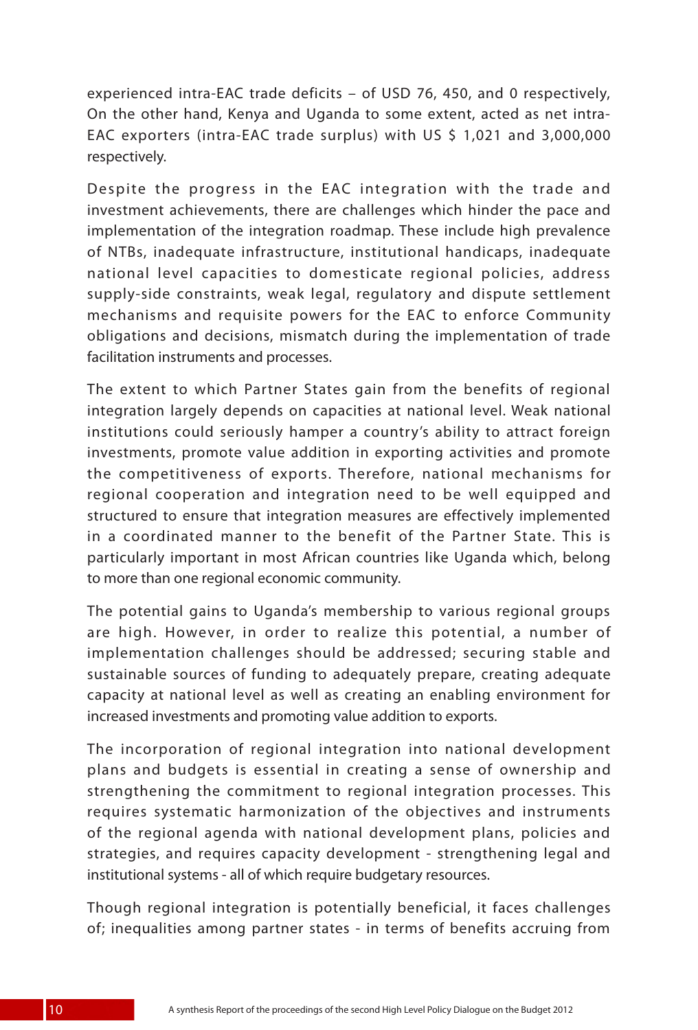experienced intra-EAC trade deficits – of USD 76, 450, and 0 respectively, On the other hand, Kenya and Uganda to some extent, acted as net intra-EAC exporters (intra-EAC trade surplus) with US $ 1,021 and 3,000,000 respectively.

Despite the progress in the EAC integration with the trade and investment achievements, there are challenges which hinder the pace and implementation of the integration roadmap. These include high prevalence of NTBs, inadequate infrastructure, institutional handicaps, inadequate national level capacities to domesticate regional policies, address supply-side constraints, weak legal, regulatory and dispute settlement mechanisms and requisite powers for the EAC to enforce Community obligations and decisions, mismatch during the implementation of trade facilitation instruments and processes.

The extent to which Partner States gain from the benefits of regional integration largely depends on capacities at national level. Weak national institutions could seriously hamper a country's ability to attract foreign investments, promote value addition in exporting activities and promote the competitiveness of exports. Therefore, national mechanisms for regional cooperation and integration need to be well equipped and structured to ensure that integration measures are effectively implemented in a coordinated manner to the benefit of the Partner State. This is particularly important in most African countries like Uganda which, belong to more than one regional economic community.

The potential gains to Uganda's membership to various regional groups are high. However, in order to realize this potential, a number of implementation challenges should be addressed; securing stable and sustainable sources of funding to adequately prepare, creating adequate capacity at national level as well as creating an enabling environment for increased investments and promoting value addition to exports.

The incorporation of regional integration into national development plans and budgets is essential in creating a sense of ownership and strengthening the commitment to regional integration processes. This requires systematic harmonization of the objectives and instruments of the regional agenda with national development plans, policies and strategies, and requires capacity development - strengthening legal and institutional systems - all of which require budgetary resources.

Though regional integration is potentially beneficial, it faces challenges of; inequalities among partner states - in terms of benefits accruing from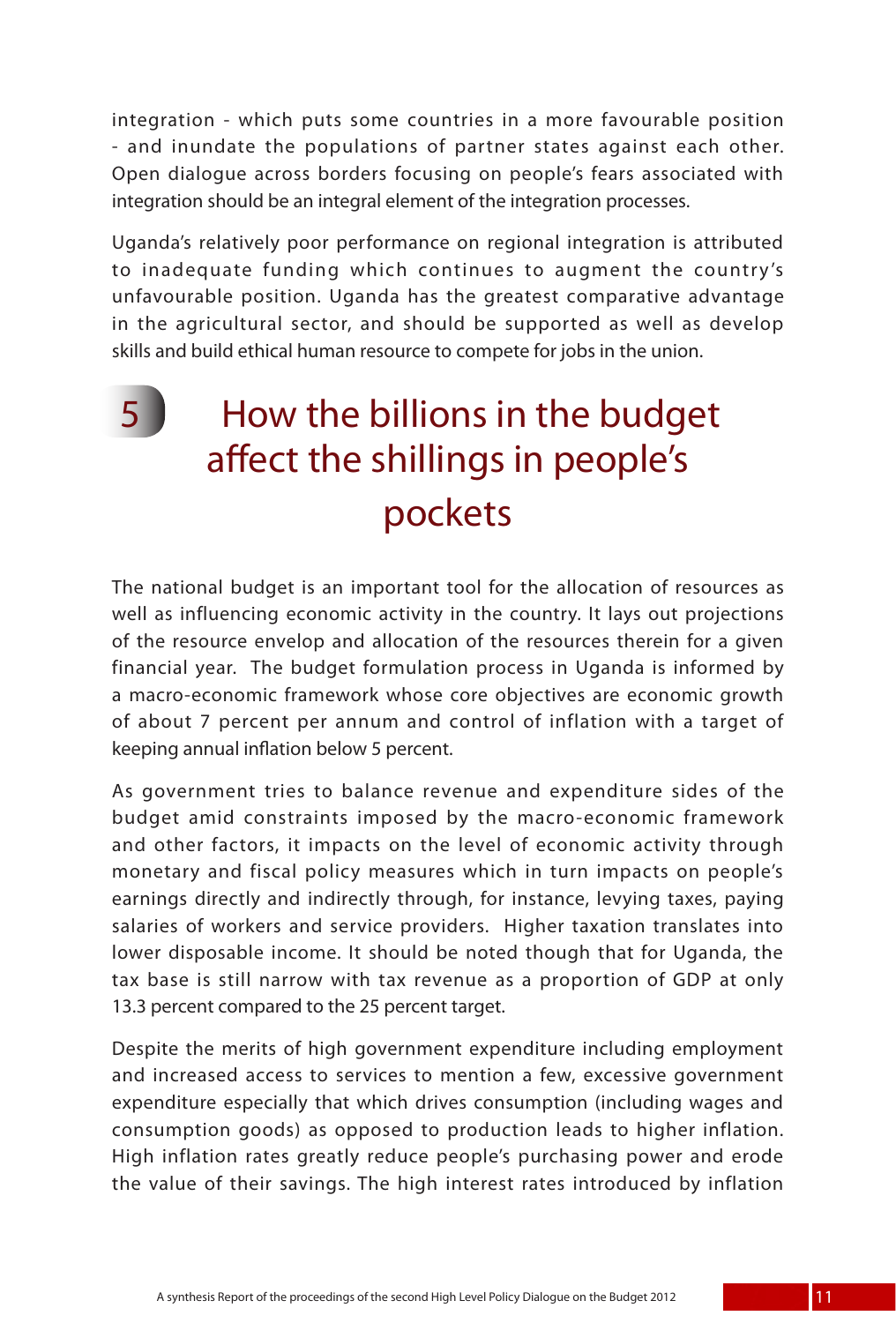integration - which puts some countries in a more favourable position - and inundate the populations of partner states against each other. Open dialogue across borders focusing on people's fears associated with integration should be an integral element of the integration processes.

Uganda's relatively poor performance on regional integration is attributed to inadequate funding which continues to augment the country's unfavourable position. Uganda has the greatest comparative advantage in the agricultural sector, and should be supported as well as develop skills and build ethical human resource to compete for jobs in the union.

# 5 How the billions in the budget affect the shillings in people's pockets

The national budget is an important tool for the allocation of resources as well as influencing economic activity in the country. It lays out projections of the resource envelop and allocation of the resources therein for a given financial year. The budget formulation process in Uganda is informed by a macro-economic framework whose core objectives are economic growth of about 7 percent per annum and control of inflation with a target of keeping annual inflation below 5 percent.

As government tries to balance revenue and expenditure sides of the budget amid constraints imposed by the macro-economic framework and other factors, it impacts on the level of economic activity through monetary and fiscal policy measures which in turn impacts on people's earnings directly and indirectly through, for instance, levying taxes, paying salaries of workers and service providers. Higher taxation translates into lower disposable income. It should be noted though that for Uganda, the tax base is still narrow with tax revenue as a proportion of GDP at only 13.3 percent compared to the 25 percent target.

Despite the merits of high government expenditure including employment and increased access to services to mention a few, excessive government expenditure especially that which drives consumption (including wages and consumption goods) as opposed to production leads to higher inflation. High inflation rates greatly reduce people's purchasing power and erode the value of their savings. The high interest rates introduced by inflation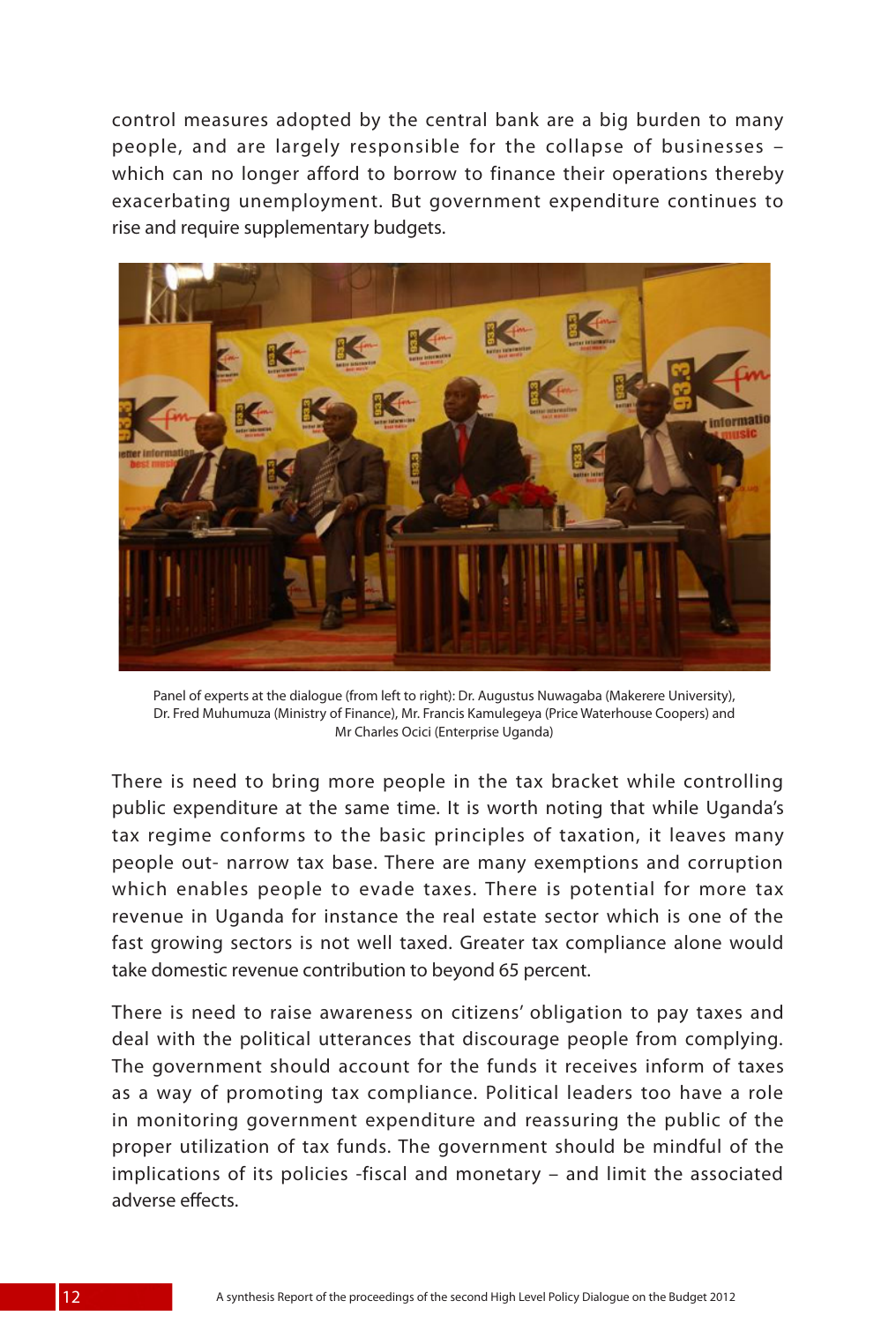control measures adopted by the central bank are a big burden to many people, and are largely responsible for the collapse of businesses – which can no longer afford to borrow to finance their operations thereby exacerbating unemployment. But government expenditure continues to rise and require supplementary budgets.

Panel of experts at the dialogue (from left to right): Dr. Augustus Nuwagaba (Makerere University), Dr. Fred Muhumuza (Ministry of Finance), Mr. Francis Kamulegeya (Price Waterhouse Coopers) and Mr Charles Ocici (Enterprise Uganda)

There is need to bring more people in the tax bracket while controlling public expenditure at the same time. It is worth noting that while Uganda's tax regime conforms to the basic principles of taxation, it leaves many people out- narrow tax base. There are many exemptions and corruption which enables people to evade taxes. There is potential for more tax revenue in Uganda for instance the real estate sector which is one of the fast growing sectors is not well taxed. Greater tax compliance alone would take domestic revenue contribution to beyond 65 percent.

There is need to raise awareness on citizens' obligation to pay taxes and deal with the political utterances that discourage people from complying. The government should account for the funds it receives inform of taxes as a way of promoting tax compliance. Political leaders too have a role in monitoring government expenditure and reassuring the public of the proper utilization of tax funds. The government should be mindful of the implications of its policies -fiscal and monetary – and limit the associated adverse effects.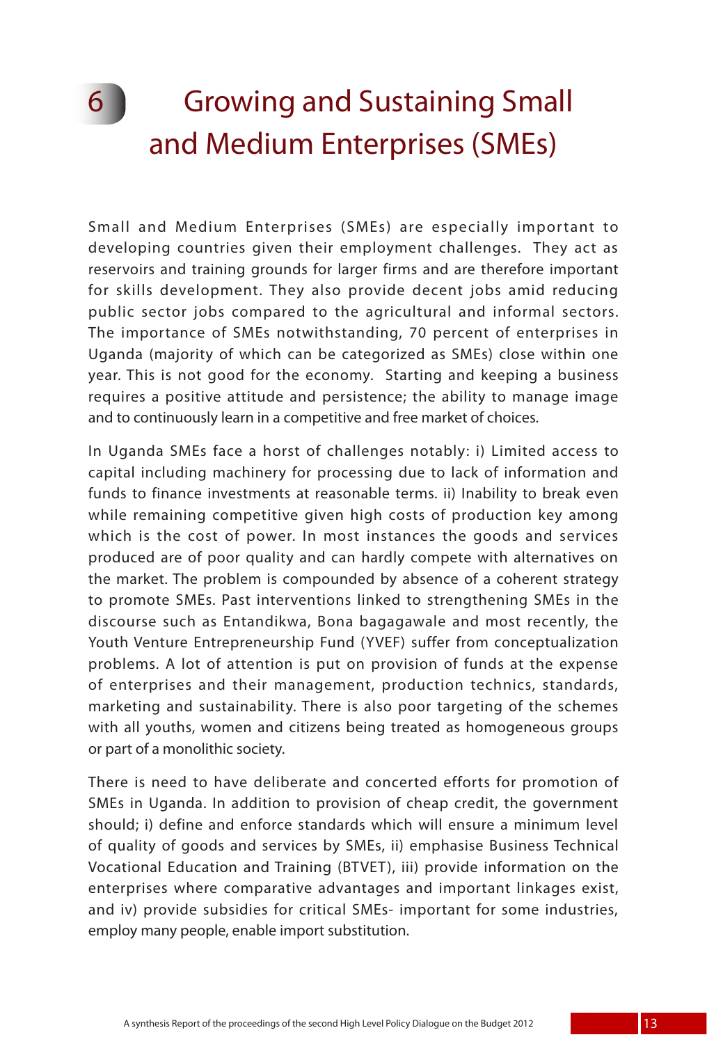# 6 Growing and Sustaining Small and Medium Enterprises (SMEs)

Small and Medium Enterprises (SMEs) are especially important to developing countries given their employment challenges. They act as reservoirs and training grounds for larger firms and are therefore important for skills development. They also provide decent jobs amid reducing public sector jobs compared to the agricultural and informal sectors. The importance of SMEs notwithstanding, 70 percent of enterprises in Uganda (majority of which can be categorized as SMEs) close within one year. This is not good for the economy. Starting and keeping a business requires a positive attitude and persistence; the ability to manage image and to continuously learn in a competitive and free market of choices.

In Uganda SMEs face a horst of challenges notably: i) Limited access to capital including machinery for processing due to lack of information and funds to finance investments at reasonable terms. ii) Inability to break even while remaining competitive given high costs of production key among which is the cost of power. In most instances the goods and services produced are of poor quality and can hardly compete with alternatives on the market. The problem is compounded by absence of a coherent strategy to promote SMEs. Past interventions linked to strengthening SMEs in the discourse such as Entandikwa, Bona bagagawale and most recently, the Youth Venture Entrepreneurship Fund (YVEF) suffer from conceptualization problems. A lot of attention is put on provision of funds at the expense of enterprises and their management, production technics, standards, marketing and sustainability. There is also poor targeting of the schemes with all youths, women and citizens being treated as homogeneous groups or part of a monolithic society.

There is need to have deliberate and concerted efforts for promotion of SMEs in Uganda. In addition to provision of cheap credit, the government should; i) define and enforce standards which will ensure a minimum level of quality of goods and services by SMEs, ii) emphasise Business Technical Vocational Education and Training (BTVET), iii) provide information on the enterprises where comparative advantages and important linkages exist, and iv) provide subsidies for critical SMEs- important for some industries, employ many people, enable import substitution.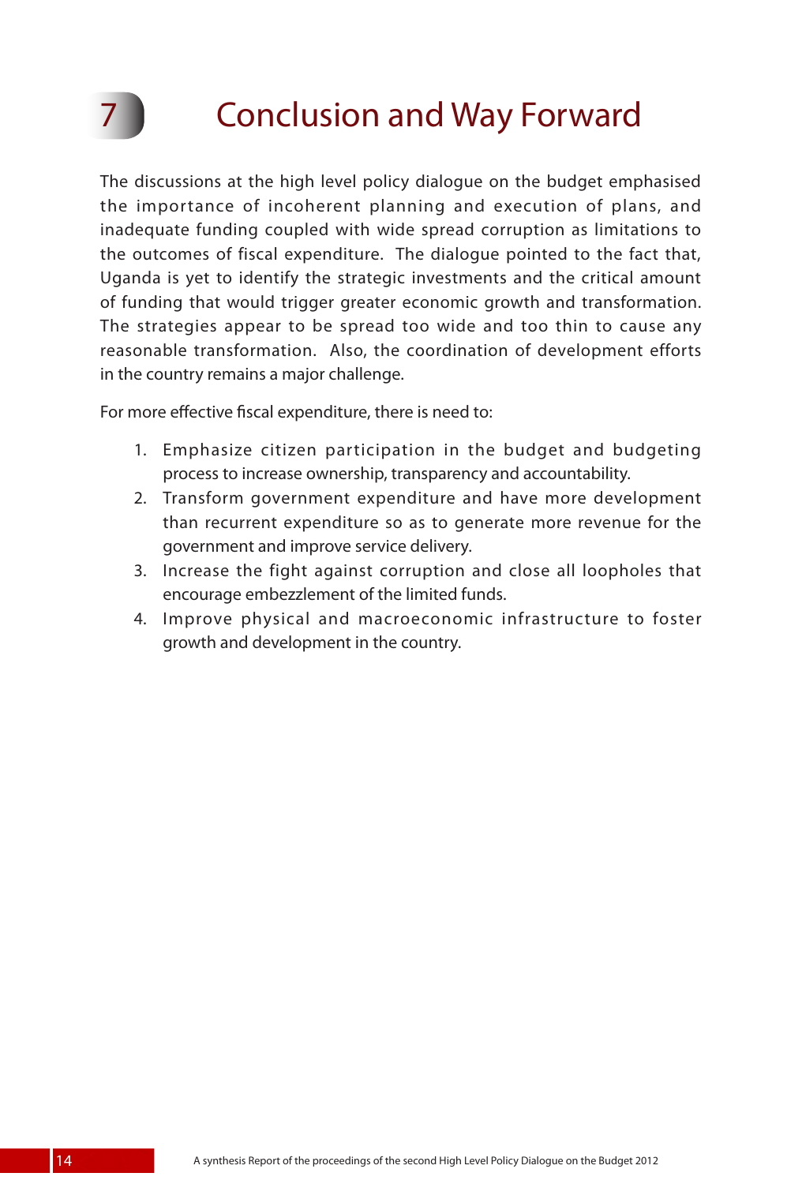# 7 Conclusion and Way Forward

The discussions at the high level policy dialogue on the budget emphasised the importance of incoherent planning and execution of plans, and inadequate funding coupled with wide spread corruption as limitations to the outcomes of fiscal expenditure. The dialogue pointed to the fact that, Uganda is yet to identify the strategic investments and the critical amount of funding that would trigger greater economic growth and transformation. The strategies appear to be spread too wide and too thin to cause any reasonable transformation. Also, the coordination of development efforts in the country remains a major challenge.

For more effective fiscal expenditure, there is need to:

1. Emphasize citizen participation in the budget and budgeting process to increase ownership, transparency and accountability.
2. Transform government expenditure and have more development than recurrent expenditure so as to generate more revenue for the government and improve service delivery.
3. Increase the fight against corruption and close all loopholes that encourage embezzlement of the limited funds.
4. Improve physical and macroeconomic infrastructure to foster growth and development in the country.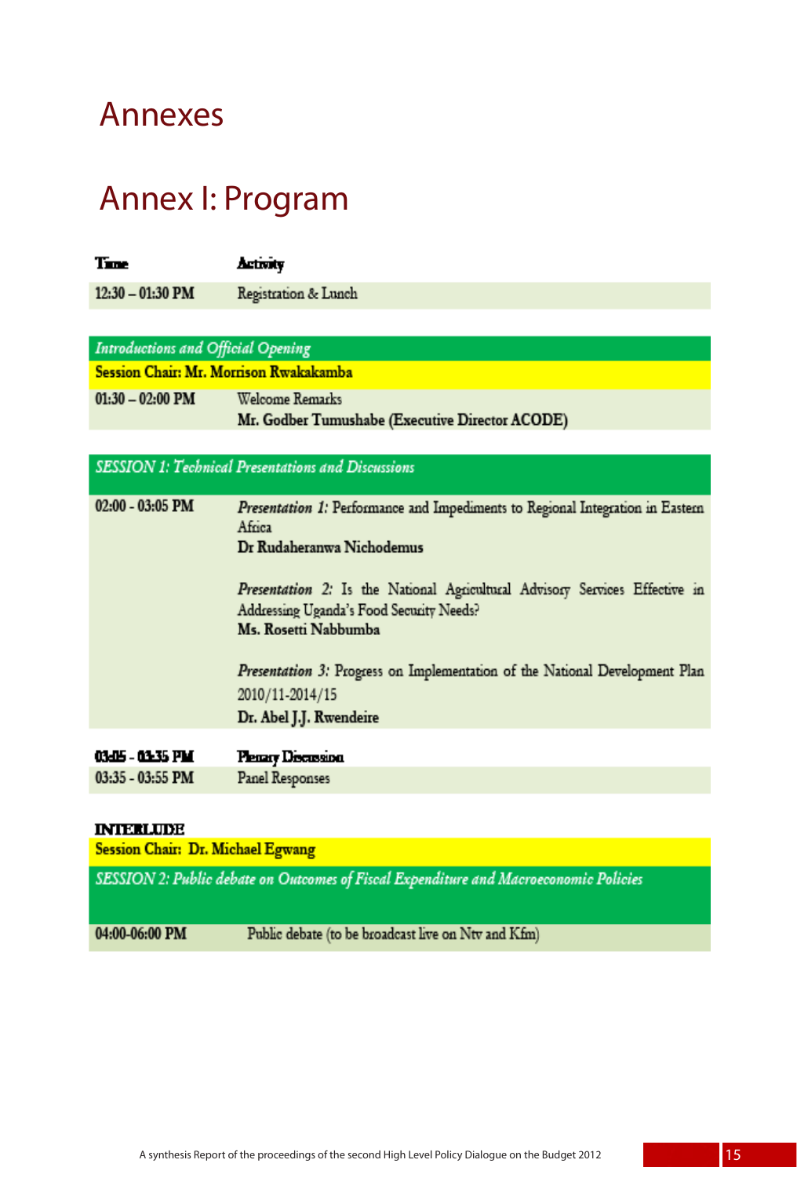# Annexes

## Annex I: Program

| Time | Activity |
|---|---|
| 12:30 – 01:30 PM | Registration & Lunch |
| ***Introductions and Official Opening*** | |
| **Session Chair: Mr. Morrison Rwakakamba** | |
| 01:30 – 02:00 PM | Welcome Remarks<br>**Mr. Godber Tumushabe (Executive Director ACODE)** |
| ***SESSION 1: Technical Presentations and Discussions*** | |
| 02:00 - 03:05 PM | *Presentation 1:* Performance and Impediments to Regional Integration in Eastern Africa<br>**Dr Rudaheranwa Nichodemus**<br><br>*Presentation 2:* Is the National Agricultural Advisory Services Effective in Addressing Uganda's Food Security Needs?<br>**Ms. Rosetti Nabbumba**<br><br>*Presentation 3:* Progress on Implementation of the National Development Plan 2010/11-2014/15<br>**Dr. Abel J.J. Rwendeire** |
| 03:05 - 03:35 PM | **Plenary Discussion** |
| 03:35 - 03:55 PM | Panel Responses |
| **INTERLUDE** | |
| **Session Chair: Dr. Michael Egwang** | |
| ***SESSION 2: Public debate on Outcomes of Fiscal Expenditure and Macroeconomic Policies*** | |
| 04:00-06:00 PM | Public debate (to be broadcast live on Ntv and Kfm) |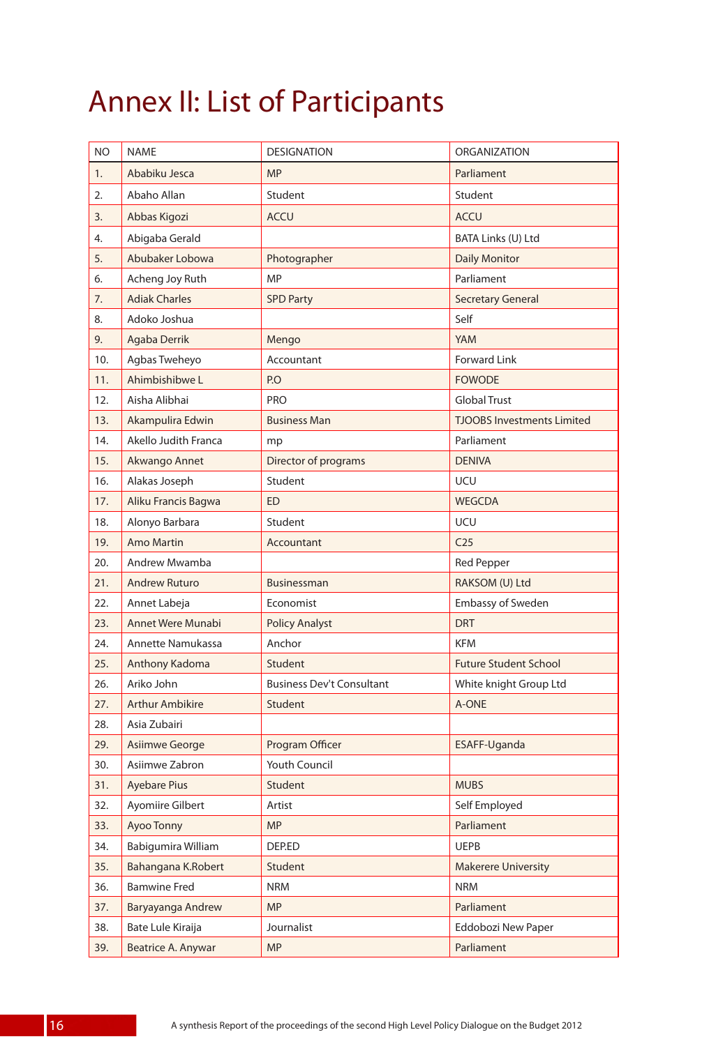# Annex II: List of Participants

| NO | NAME | DESIGNATION | ORGANIZATION |
|---|---|---|---|
| 1. | Ababiku Jesca | MP | Parliament |
| 2. | Abaho Allan | Student | Student |
| 3. | Abbas Kigozi | ACCU | ACCU |
| 4. | Abigaba Gerald | | BATA Links (U) Ltd |
| 5. | Abubaker Lobowa | Photographer | Daily Monitor |
| 6. | Acheng Joy Ruth | MP | Parliament |
| 7. | Adiak Charles | SPD Party | Secretary General |
| 8. | Adoko Joshua | | Self |
| 9. | Agaba Derrik | Mengo | YAM |
| 10. | Agbas Tweheyo | Accountant | Forward Link |
| 11. | Ahimbishibwe L | P.O | FOWODE |
| 12. | Aisha Alibhai | PRO | Global Trust |
| 13. | Akampulira Edwin | Business Man | TJOOBS Investments Limited |
| 14. | Akello Judith Franca | mp | Parliament |
| 15. | Akwango Annet | Director of programs | DENIVA |
| 16. | Alakas Joseph | Student | UCU |
| 17. | Aliku Francis Bagwa | ED | WEGCDA |
| 18. | Alonyo Barbara | Student | UCU |
| 19. | Amo Martin | Accountant | C25 |
| 20. | Andrew Mwamba | | Red Pepper |
| 21. | Andrew Ruturo | Businessman | RAKSOM (U) Ltd |
| 22. | Annet Labeja | Economist | Embassy of Sweden |
| 23. | Annet Were Munabi | Policy Analyst | DRT |
| 24. | Annette Namukassa | Anchor | KFM |
| 25. | Anthony Kadoma | Student | Future Student School |
| 26. | Ariko John | Business Dev't Consultant | White knight Group Ltd |
| 27. | Arthur Ambikire | Student | A-ONE |
| 28. | Asia Zubairi | | |
| 29. | Asiimwe George | Program Officer | ESAFF-Uganda |
| 30. | Asiimwe Zabron | Youth Council | |
| 31. | Ayebare Pius | Student | MUBS |
| 32. | Ayomiire Gilbert | Artist | Self Employed |
| 33. | Ayoo Tonny | MP | Parliament |
| 34. | Babigumira William | DEP.ED | UEPB |
| 35. | Bahangana K.Robert | Student | Makerere University |
| 36. | Bamwine Fred | NRM | NRM |
| 37. | Baryayanga Andrew | MP | Parliament |
| 38. | Bate Lule Kiraija | Journalist | Eddobozi New Paper |
| 39. | Beatrice A. Anywar | MP | Parliament |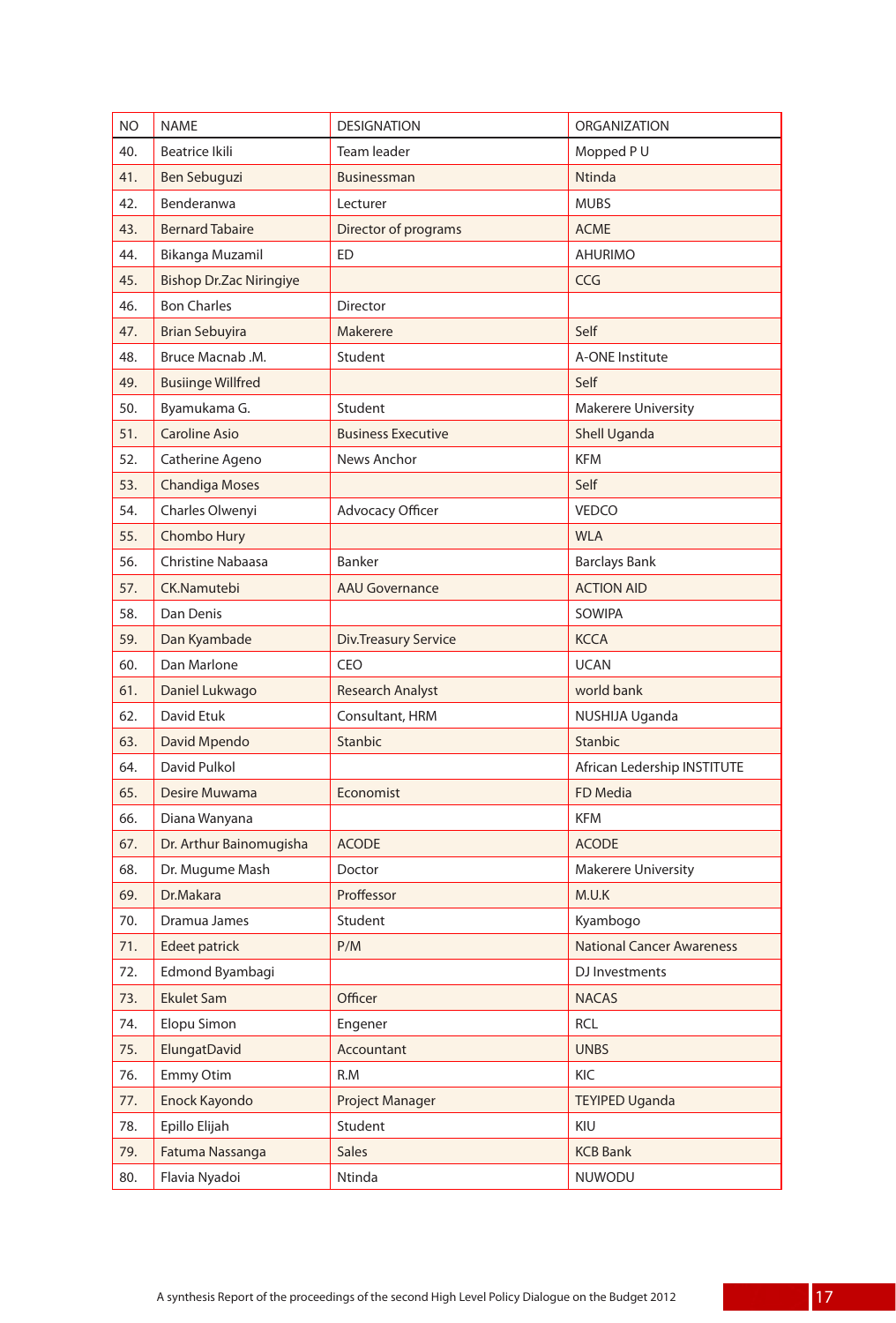| NO | NAME | DESIGNATION | ORGANIZATION |
|---|---|---|---|
| 40. | Beatrice Ikili | Team leader | Mopped P U |
| 41. | Ben Sebuguzi | Businessman | Ntinda |
| 42. | Benderanwa | Lecturer | MUBS |
| 43. | Bernard Tabaire | Director of programs | ACME |
| 44. | Bikanga Muzamil | ED | AHURIMO |
| 45. | Bishop Dr.Zac Niringiye | | CCG |
| 46. | Bon Charles | Director | |
| 47. | Brian Sebuyira | Makerere | Self |
| 48. | Bruce Macnab .M. | Student | A-ONE Institute |
| 49. | Busiinge Willfred | | Self |
| 50. | Byamukama G. | Student | Makerere University |
| 51. | Caroline Asio | Business Executive | Shell Uganda |
| 52. | Catherine Ageno | News Anchor | KFM |
| 53. | Chandiga Moses | | Self |
| 54. | Charles Olwenyi | Advocacy Officer | VEDCO |
| 55. | Chombo Hury | | WLA |
| 56. | Christine Nabaasa | Banker | Barclays Bank |
| 57. | CK.Namutebi | AAU Governance | ACTION AID |
| 58. | Dan Denis | | SOWIPA |
| 59. | Dan Kyambade | Div.Treasury Service | KCCA |
| 60. | Dan Marlone | CEO | UCAN |
| 61. | Daniel Lukwago | Research Analyst | world bank |
| 62. | David Etuk | Consultant, HRM | NUSHIJA Uganda |
| 63. | David Mpendo | Stanbic | Stanbic |
| 64. | David Pulkol | | African Ledership INSTITUTE |
| 65. | Desire Muwama | Economist | FD Media |
| 66. | Diana Wanyana | | KFM |
| 67. | Dr. Arthur Bainomugisha | ACODE | ACODE |
| 68. | Dr. Mugume Mash | Doctor | Makerere University |
| 69. | Dr.Makara | Proffessor | M.U.K |
| 70. | Dramua James | Student | Kyambogo |
| 71. | Edeet patrick | P/M | National Cancer Awareness |
| 72. | Edmond Byambagi | | DJ Investments |
| 73. | Ekulet Sam | Officer | NACAS |
| 74. | Elopu Simon | Engener | RCL |
| 75. | ElungatDavid | Accountant | UNBS |
| 76. | Emmy Otim | R.M | KIC |
| 77. | Enock Kayondo | Project Manager | TEYIPED Uganda |
| 78. | Epillo Elijah | Student | KIU |
| 79. | Fatuma Nassanga | Sales | KCB Bank |
| 80. | Flavia Nyadoi | Ntinda | NUWODU |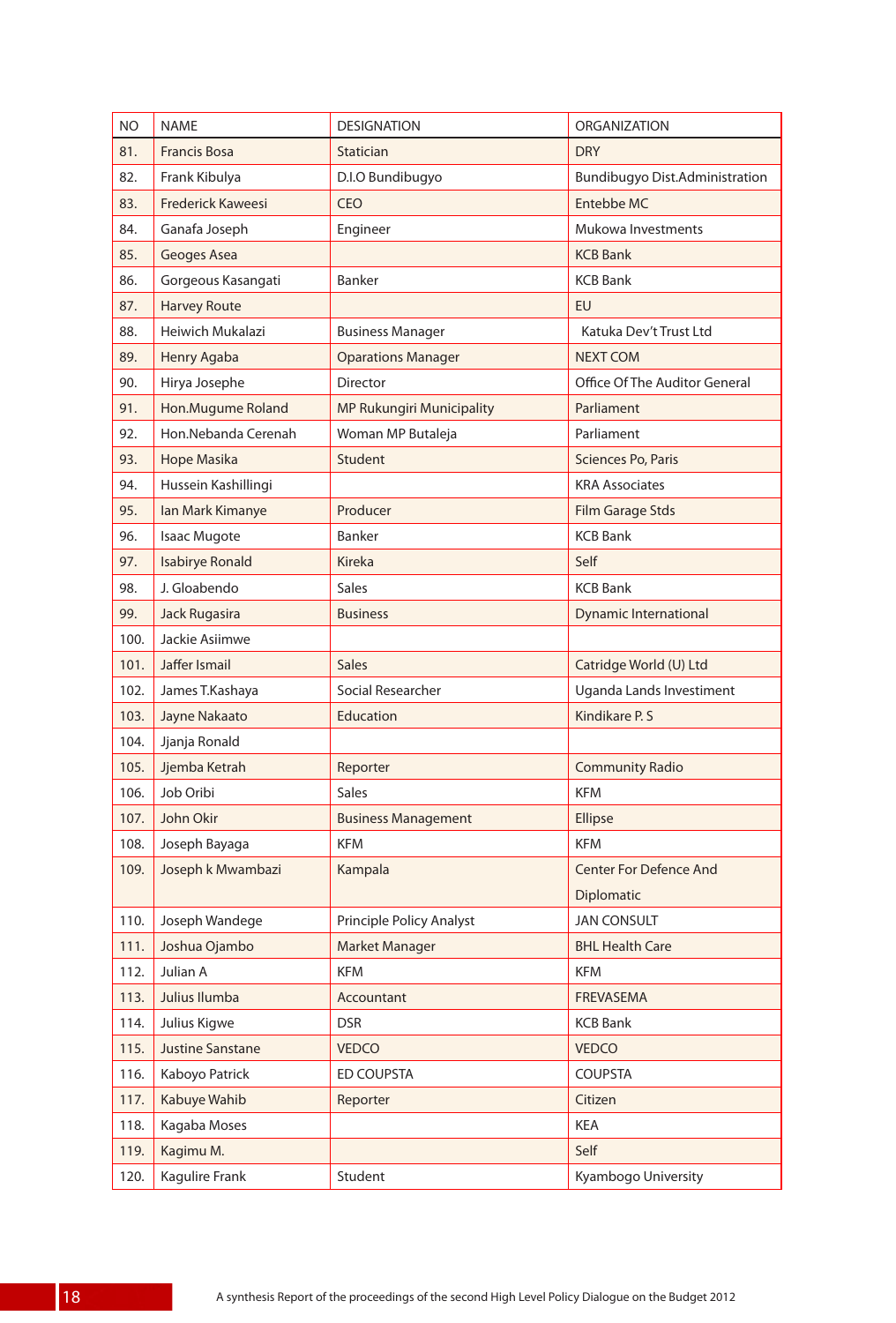| NO | NAME | DESIGNATION | ORGANIZATION |
|---|---|---|---|
| 81. | Francis Bosa | Statician | DRY |
| 82. | Frank Kibulya | D.I.O Bundibugyo | Bundibugyo Dist.Administration |
| 83. | Frederick Kaweesi | CEO | Entebbe MC |
| 84. | Ganafa Joseph | Engineer | Mukowa Investments |
| 85. | Geoges Asea | | KCB Bank |
| 86. | Gorgeous Kasangati | Banker | KCB Bank |
| 87. | Harvey Route | | EU |
| 88. | Heiwich Mukalazi | Business Manager | Katuka Dev't Trust Ltd |
| 89. | Henry Agaba | Oparations Manager | NEXT COM |
| 90. | Hirya Josephe | Director | Office Of The Auditor General |
| 91. | Hon.Mugume Roland | MP Rukungiri Municipality | Parliament |
| 92. | Hon.Nebanda Cerenah | Woman MP Butaleja | Parliament |
| 93. | Hope Masika | Student | Sciences Po, Paris |
| 94. | Hussein Kashillingi | | KRA Associates |
| 95. | Ian Mark Kimanye | Producer | Film Garage Stds |
| 96. | Isaac Mugote | Banker | KCB Bank |
| 97. | Isabirye Ronald | Kireka | Self |
| 98. | J. Gloabendo | Sales | KCB Bank |
| 99. | Jack Rugasira | Business | Dynamic International |
| 100. | Jackie Asiimwe | | |
| 101. | Jaffer Ismail | Sales | Catridge World (U) Ltd |
| 102. | James T.Kashaya | Social Researcher | Uganda Lands Investiment |
| 103. | Jayne Nakaato | Education | Kindikare P. S |
| 104. | Jjanja Ronald | | |
| 105. | Jjemba Ketrah | Reporter | Community Radio |
| 106. | Job Oribi | Sales | KFM |
| 107. | John Okir | Business Management | Ellipse |
| 108. | Joseph Bayaga | KFM | KFM |
| 109. | Joseph k Mwambazi | Kampala | Center For Defence And Diplomatic |
| 110. | Joseph Wandege | Principle Policy Analyst | JAN CONSULT |
| 111. | Joshua Ojambo | Market Manager | BHL Health Care |
| 112. | Julian A | KFM | KFM |
| 113. | Julius Ilumba | Accountant | FREVASEMA |
| 114. | Julius Kigwe | DSR | KCB Bank |
| 115. | Justine Sanstane | VEDCO | VEDCO |
| 116. | Kaboyo Patrick | ED COUPSTA | COUPSTA |
| 117. | Kabuye Wahib | Reporter | Citizen |
| 118. | Kagaba Moses | | KEA |
| 119. | Kagimu M. | | Self |
| 120. | Kagulire Frank | Student | Kyambogo University |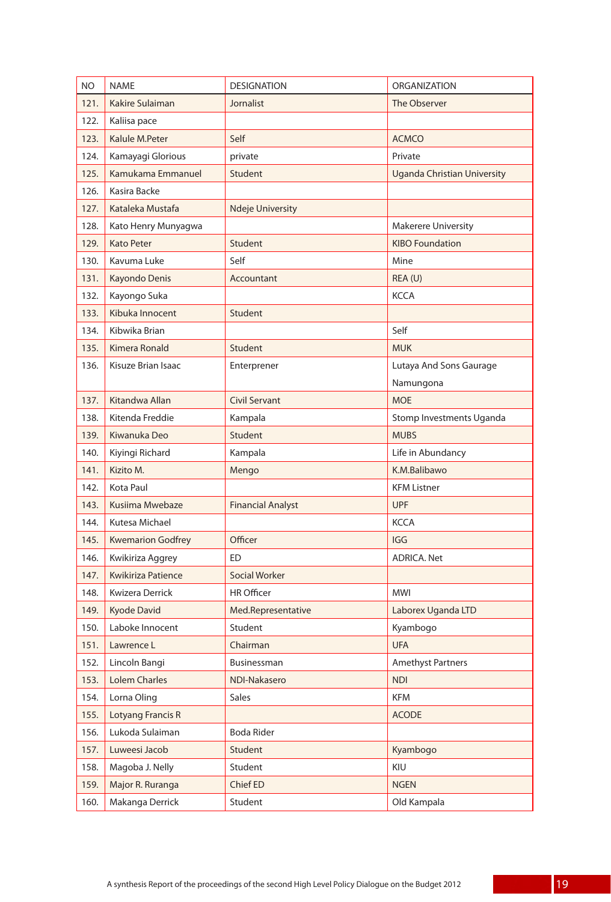| NO | NAME | DESIGNATION | ORGANIZATION |
|---|---|---|---|
| 121. | Kakire Sulaiman | Jornalist | The Observer |
| 122. | Kaliisa pace | | |
| 123. | Kalule M.Peter | Self | ACMCO |
| 124. | Kamayagi Glorious | private | Private |
| 125. | Kamukama Emmanuel | Student | Uganda Christian University |
| 126. | Kasira Backe | | |
| 127. | Kataleka Mustafa | Ndeje University | |
| 128. | Kato Henry Munyagwa | | Makerere University |
| 129. | Kato Peter | Student | KIBO Foundation |
| 130. | Kavuma Luke | Self | Mine |
| 131. | Kayondo Denis | Accountant | REA (U) |
| 132. | Kayongo Suka | | KCCA |
| 133. | Kibuka Innocent | Student | |
| 134. | Kibwika Brian | | Self |
| 135. | Kimera Ronald | Student | MUK |
| 136. | Kisuze Brian Isaac | Enterprener | Lutaya And Sons Gaurage Namungona |
| 137. | Kitandwa Allan | Civil Servant | MOE |
| 138. | Kitenda Freddie | Kampala | Stomp Investments Uganda |
| 139. | Kiwanuka Deo | Student | MUBS |
| 140. | Kiyingi Richard | Kampala | Life in Abundancy |
| 141. | Kizito M. | Mengo | K.M.Balibawo |
| 142. | Kota Paul | | KFM Listner |
| 143. | Kusiima Mwebaze | Financial Analyst | UPF |
| 144. | Kutesa Michael | | KCCA |
| 145. | Kwemarion Godfrey | Officer | IGG |
| 146. | Kwikiriza Aggrey | ED | ADRICA. Net |
| 147. | Kwikiriza Patience | Social Worker | |
| 148. | Kwizera Derrick | HR Officer | MWI |
| 149. | Kyode David | Med.Representative | Laborex Uganda LTD |
| 150. | Laboke Innocent | Student | Kyambogo |
| 151. | Lawrence L | Chairman | UFA |
| 152. | Lincoln Bangi | Businessman | Amethyst Partners |
| 153. | Lolem Charles | NDI-Nakasero | NDI |
| 154. | Lorna Oling | Sales | KFM |
| 155. | Lotyang Francis R | | ACODE |
| 156. | Lukoda Sulaiman | Boda Rider | |
| 157. | Luweesi Jacob | Student | Kyambogo |
| 158. | Magoba J. Nelly | Student | KIU |
| 159. | Major R. Ruranga | Chief ED | NGEN |
| 160. | Makanga Derrick | Student | Old Kampala |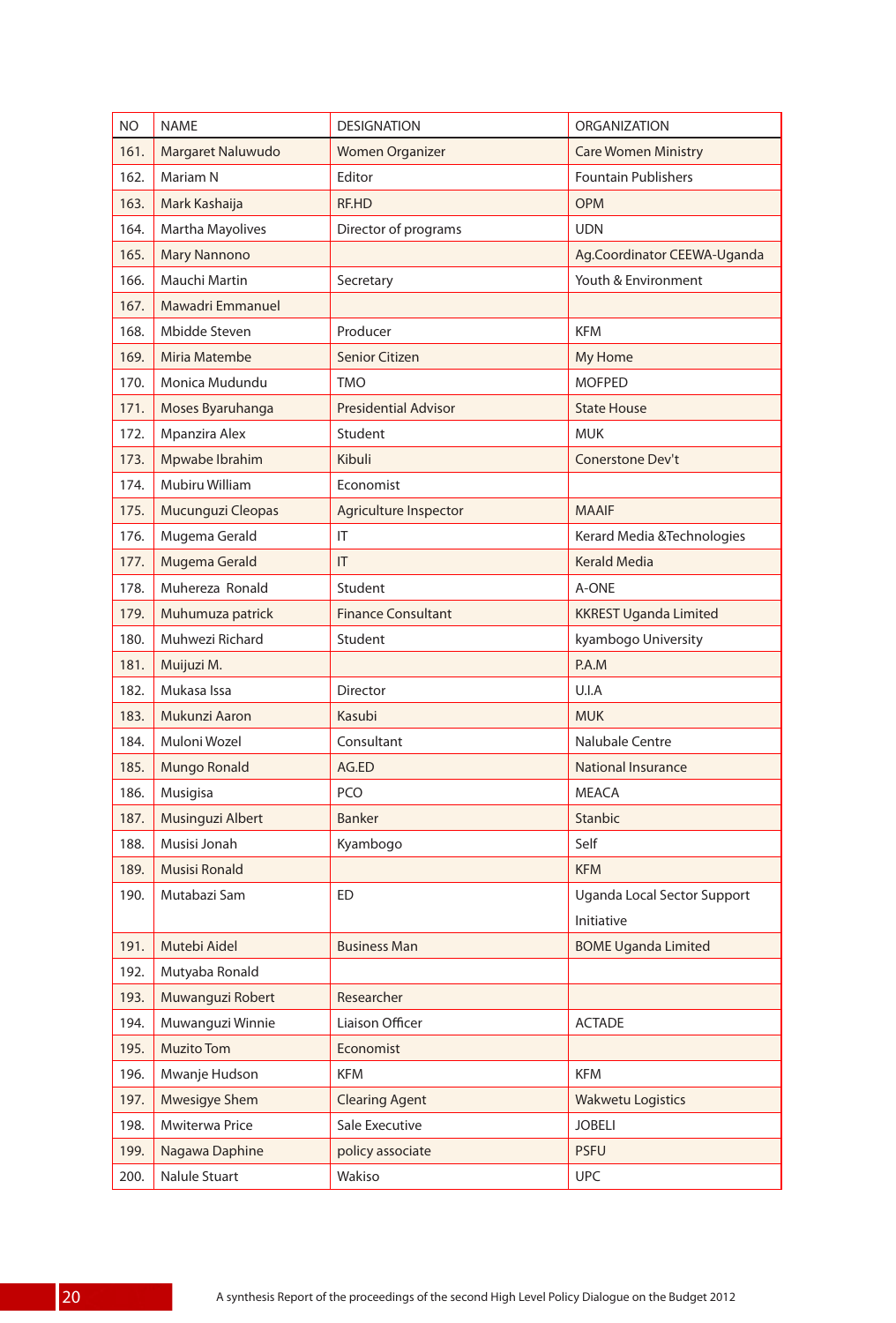| NO | NAME | DESIGNATION | ORGANIZATION |
|---|---|---|---|
| 161. | Margaret Naluwudo | Women Organizer | Care Women Ministry |
| 162. | Mariam N | Editor | Fountain Publishers |
| 163. | Mark Kashaija | RF.HD | OPM |
| 164. | Martha Mayolives | Director of programs | UDN |
| 165. | Mary Nannono | | Ag.Coordinator CEEWA-Uganda |
| 166. | Mauchi Martin | Secretary | Youth & Environment |
| 167. | Mawadri Emmanuel | | |
| 168. | Mbidde Steven | Producer | KFM |
| 169. | Miria Matembe | Senior Citizen | My Home |
| 170. | Monica Mudundu | TMO | MOFPED |
| 171. | Moses Byaruhanga | Presidential Advisor | State House |
| 172. | Mpanzira Alex | Student | MUK |
| 173. | Mpwabe Ibrahim | Kibuli | Conerstone Dev't |
| 174. | Mubiru William | Economist | |
| 175. | Mucunguzi Cleopas | Agriculture Inspector | MAAIF |
| 176. | Mugema Gerald | IT | Kerard Media &Technologies |
| 177. | Mugema Gerald | IT | Kerald Media |
| 178. | Muhereza Ronald | Student | A-ONE |
| 179. | Muhumuza patrick | Finance Consultant | KKREST Uganda Limited |
| 180. | Muhwezi Richard | Student | kyambogo University |
| 181. | Muijuzi M. | | P.A.M |
| 182. | Mukasa Issa | Director | U.I.A |
| 183. | Mukunzi Aaron | Kasubi | MUK |
| 184. | Muloni Wozel | Consultant | Nalubale Centre |
| 185. | Mungo Ronald | AG.ED | National Insurance |
| 186. | Musigisa | PCO | MEACA |
| 187. | Musinguzi Albert | Banker | Stanbic |
| 188. | Musisi Jonah | Kyambogo | Self |
| 189. | Musisi Ronald | | KFM |
| 190. | Mutabazi Sam | ED | Uganda Local Sector Support Initiative |
| 191. | Mutebi Aidel | Business Man | BOME Uganda Limited |
| 192. | Mutyaba Ronald | | |
| 193. | Muwanguzi Robert | Researcher | |
| 194. | Muwanguzi Winnie | Liaison Officer | ACTADE |
| 195. | Muzito Tom | Economist | |
| 196. | Mwanje Hudson | KFM | KFM |
| 197. | Mwesigye Shem | Clearing Agent | Wakwetu Logistics |
| 198. | Mwiterwa Price | Sale Executive | JOBELI |
| 199. | Nagawa Daphine | policy associate | PSFU |
| 200. | Nalule Stuart | Wakiso | UPC |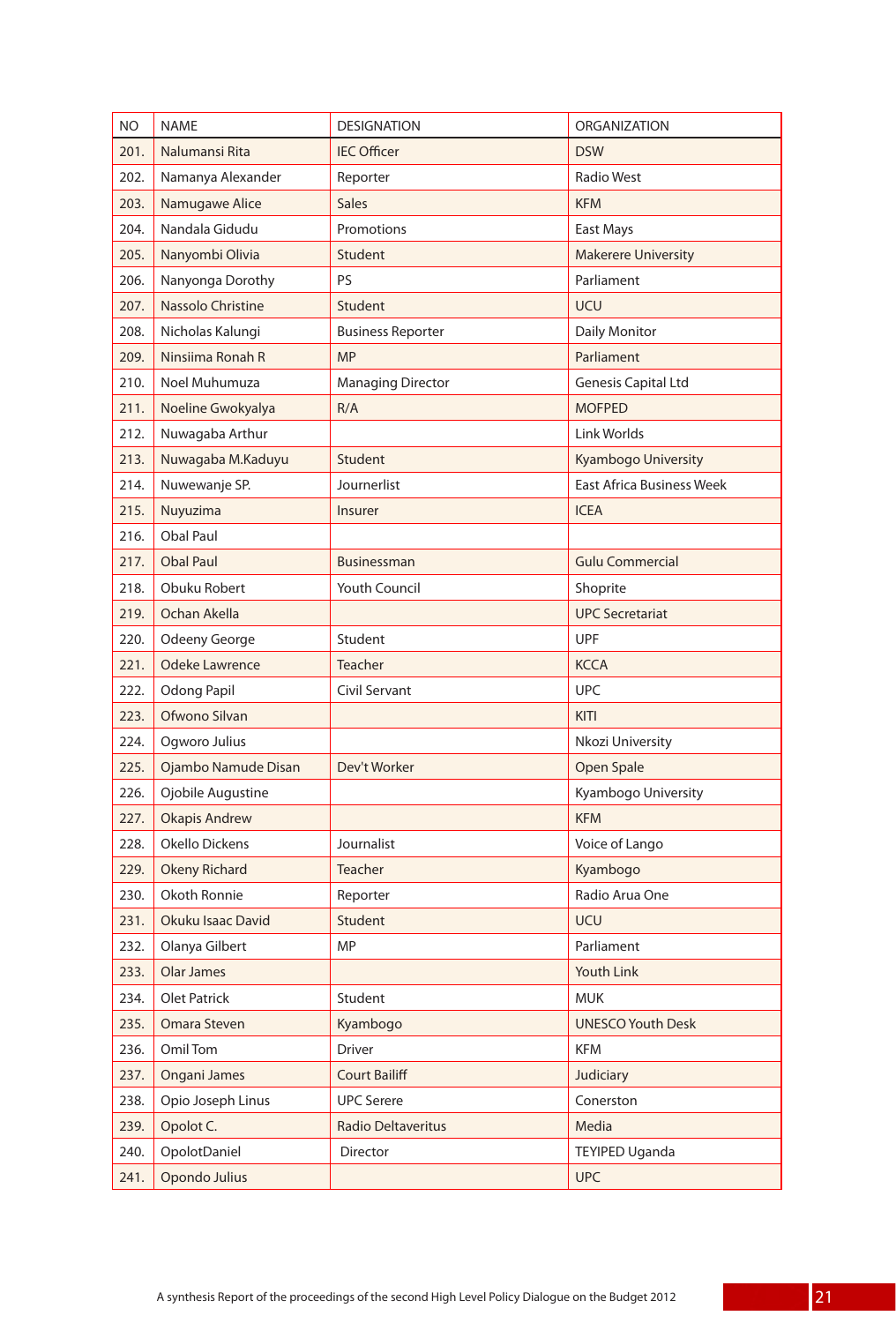| NO | NAME | DESIGNATION | ORGANIZATION |
|---|---|---|---|
| 201. | Nalumansi Rita | IEC Officer | DSW |
| 202. | Namanya Alexander | Reporter | Radio West |
| 203. | Namugawe Alice | Sales | KFM |
| 204. | Nandala Gidudu | Promotions | East Mays |
| 205. | Nanyombi Olivia | Student | Makerere University |
| 206. | Nanyonga Dorothy | PS | Parliament |
| 207. | Nassolo Christine | Student | UCU |
| 208. | Nicholas Kalungi | Business Reporter | Daily Monitor |
| 209. | Ninsiima Ronah R | MP | Parliament |
| 210. | Noel Muhumuza | Managing Director | Genesis Capital Ltd |
| 211. | Noeline Gwokyalya | R/A | MOFPED |
| 212. | Nuwagaba Arthur | | Link Worlds |
| 213. | Nuwagaba M.Kaduyu | Student | Kyambogo University |
| 214. | Nuwewanje SP. | Journerlist | East Africa Business Week |
| 215. | Nuyuzima | Insurer | ICEA |
| 216. | Obal Paul | | |
| 217. | Obal Paul | Businessman | Gulu Commercial |
| 218. | Obuku Robert | Youth Council | Shoprite |
| 219. | Ochan Akella | | UPC Secretariat |
| 220. | Odeeny George | Student | UPF |
| 221. | Odeke Lawrence | Teacher | KCCA |
| 222. | Odong Papil | Civil Servant | UPC |
| 223. | Ofwono Silvan | | KITI |
| 224. | Ogworo Julius | | Nkozi University |
| 225. | Ojambo Namude Disan | Dev't Worker | Open Spale |
| 226. | Ojobile Augustine | | Kyambogo University |
| 227. | Okapis Andrew | | KFM |
| 228. | Okello Dickens | Journalist | Voice of Lango |
| 229. | Okeny Richard | Teacher | Kyambogo |
| 230. | Okoth Ronnie | Reporter | Radio Arua One |
| 231. | Okuku Isaac David | Student | UCU |
| 232. | Olanya Gilbert | MP | Parliament |
| 233. | Olar James | | Youth Link |
| 234. | Olet Patrick | Student | MUK |
| 235. | Omara Steven | Kyambogo | UNESCO Youth Desk |
| 236. | Omil Tom | Driver | KFM |
| 237. | Ongani James | Court Bailiff | Judiciary |
| 238. | Opio Joseph Linus | UPC Serere | Conerston |
| 239. | Opolot C. | Radio Deltaveritus | Media |
| 240. | OpolotDaniel | Director | TEYIPED Uganda |
| 241. | Opondo Julius | | UPC |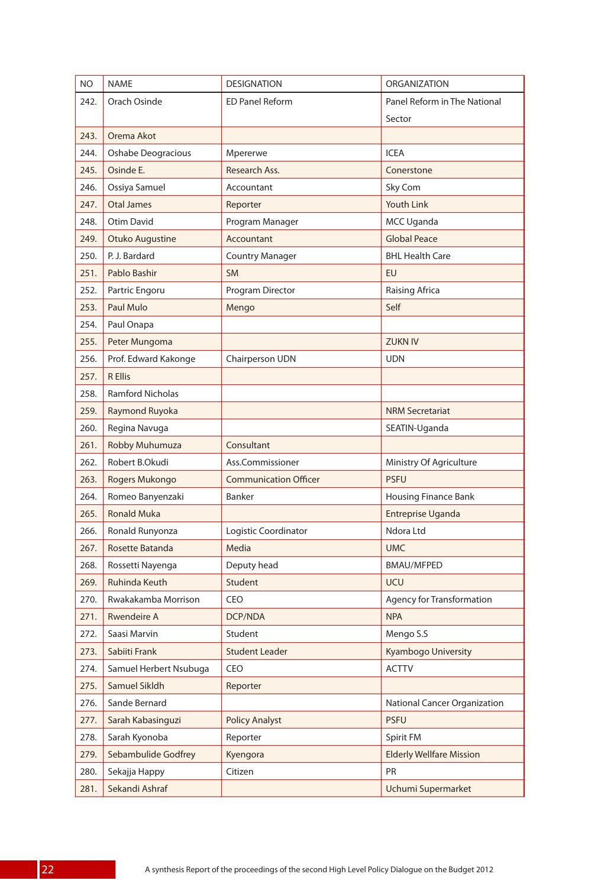| NO | NAME | DESIGNATION | ORGANIZATION |
|---|---|---|---|
| 242. | Orach Osinde | ED Panel Reform | Panel Reform in The National Sector |
| 243. | Orema Akot | | |
| 244. | Oshabe Deogracious | Mpererwe | ICEA |
| 245. | Osinde E. | Research Ass. | Conerstone |
| 246. | Ossiya Samuel | Accountant | Sky Com |
| 247. | Otal James | Reporter | Youth Link |
| 248. | Otim David | Program Manager | MCC Uganda |
| 249. | Otuko Augustine | Accountant | Global Peace |
| 250. | P. J. Bardard | Country Manager | BHL Health Care |
| 251. | Pablo Bashir | SM | EU |
| 252. | Partric Engoru | Program Director | Raising Africa |
| 253. | Paul Mulo | Mengo | Self |
| 254. | Paul Onapa | | |
| 255. | Peter Mungoma | | ZUKN IV |
| 256. | Prof. Edward Kakonge | Chairperson UDN | UDN |
| 257. | R Ellis | | |
| 258. | Ramford Nicholas | | |
| 259. | Raymond Ruyoka | | NRM Secretariat |
| 260. | Regina Navuga | | SEATIN-Uganda |
| 261. | Robby Muhumuza | Consultant | |
| 262. | Robert B.Okudi | Ass.Commissioner | Ministry Of Agriculture |
| 263. | Rogers Mukongo | Communication Officer | PSFU |
| 264. | Romeo Banyenzaki | Banker | Housing Finance Bank |
| 265. | Ronald Muka | | Entreprise Uganda |
| 266. | Ronald Runyonza | Logistic Coordinator | Ndora Ltd |
| 267. | Rosette Batanda | Media | UMC |
| 268. | Rossetti Nayenga | Deputy head | BMAU/MFPED |
| 269. | Ruhinda Keuth | Student | UCU |
| 270. | Rwakakamba Morrison | CEO | Agency for Transformation |
| 271. | Rwendeire A | DCP/NDA | NPA |
| 272. | Saasi Marvin | Student | Mengo S.S |
| 273. | Sabiiti Frank | Student Leader | Kyambogo University |
| 274. | Samuel Herbert Nsubuga | CEO | ACTTV |
| 275. | Samuel Sikldh | Reporter | |
| 276. | Sande Bernard | | National Cancer Organization |
| 277. | Sarah Kabasinguzi | Policy Analyst | PSFU |
| 278. | Sarah Kyonoba | Reporter | Spirit FM |
| 279. | Sebambulide Godfrey | Kyengora | Elderly Wellfare Mission |
| 280. | Sekajja Happy | Citizen | PR |
| 281. | Sekandi Ashraf | | Uchumi Supermarket |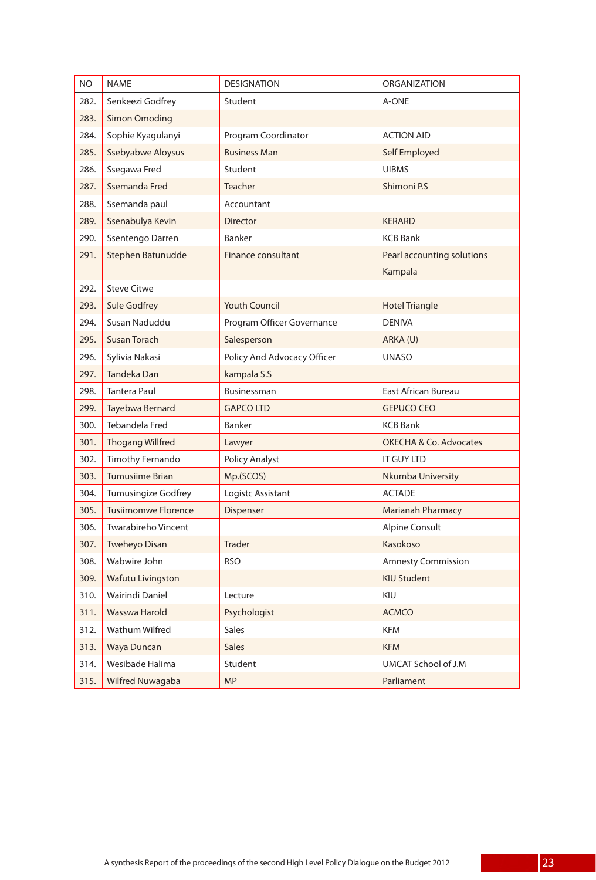| NO | NAME | DESIGNATION | ORGANIZATION |
|---|---|---|---|
| 282. | Senkeezi Godfrey | Student | A-ONE |
| 283. | Simon Omoding | | |
| 284. | Sophie Kyagulanyi | Program Coordinator | ACTION AID |
| 285. | Ssebyabwe Aloysus | Business Man | Self Employed |
| 286. | Ssegawa Fred | Student | UIBMS |
| 287. | Ssemanda Fred | Teacher | Shimoni P.S |
| 288. | Ssemanda paul | Accountant | |
| 289. | Ssenabulya Kevin | Director | KERARD |
| 290. | Ssentengo Darren | Banker | KCB Bank |
| 291. | Stephen Batunudde | Finance consultant | Pearl accounting solutions Kampala |
| 292. | Steve Citwe | | |
| 293. | Sule Godfrey | Youth Council | Hotel Triangle |
| 294. | Susan Naduddu | Program Officer Governance | DENIVA |
| 295. | Susan Torach | Salesperson | ARKA (U) |
| 296. | Sylivia Nakasi | Policy And Advocacy Officer | UNASO |
| 297. | Tandeka Dan | kampala S.S | |
| 298. | Tantera Paul | Businessman | East African Bureau |
| 299. | Tayebwa Bernard | GAPCO LTD | GEPUCO CEO |
| 300. | Tebandela Fred | Banker | KCB Bank |
| 301. | Thogang Willfred | Lawyer | OKECHA & Co. Advocates |
| 302. | Timothy Fernando | Policy Analyst | IT GUY LTD |
| 303. | Tumusiime Brian | Mp.(SCOS) | Nkumba University |
| 304. | Tumusingize Godfrey | Logistc Assistant | ACTADE |
| 305. | Tusiimomwe Florence | Dispenser | Marianah Pharmacy |
| 306. | Twarabireho Vincent | | Alpine Consult |
| 307. | Tweheyo Disan | Trader | Kasokoso |
| 308. | Wabwire John | RSO | Amnesty Commission |
| 309. | Wafutu Livingston | | KIU Student |
| 310. | Wairindi Daniel | Lecture | KIU |
| 311. | Wasswa Harold | Psychologist | ACMCO |
| 312. | Wathum Wilfred | Sales | KFM |
| 313. | Waya Duncan | Sales | KFM |
| 314. | Wesibade Halima | Student | UMCAT School of J.M |
| 315. | Wilfred Nuwagaba | MP | Parliament |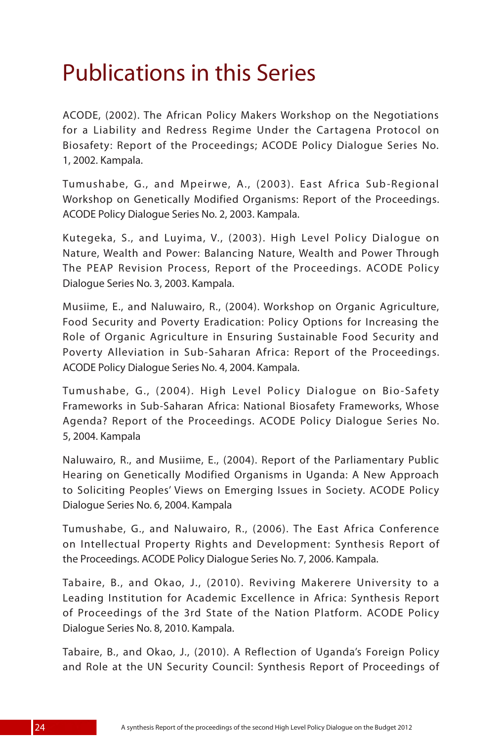# Publications in this Series

ACODE, (2002). The African Policy Makers Workshop on the Negotiations for a Liability and Redress Regime Under the Cartagena Protocol on Biosafety: Report of the Proceedings; ACODE Policy Dialogue Series No. 1, 2002. Kampala.

Tumushabe, G., and Mpeirwe, A., (2003). East Africa Sub-Regional Workshop on Genetically Modified Organisms: Report of the Proceedings. ACODE Policy Dialogue Series No. 2, 2003. Kampala.

Kutegeka, S., and Luyima, V., (2003). High Level Policy Dialogue on Nature, Wealth and Power: Balancing Nature, Wealth and Power Through The PEAP Revision Process, Report of the Proceedings. ACODE Policy Dialogue Series No. 3, 2003. Kampala.

Musiime, E., and Naluwairo, R., (2004). Workshop on Organic Agriculture, Food Security and Poverty Eradication: Policy Options for Increasing the Role of Organic Agriculture in Ensuring Sustainable Food Security and Poverty Alleviation in Sub-Saharan Africa: Report of the Proceedings. ACODE Policy Dialogue Series No. 4, 2004. Kampala.

Tumushabe, G., (2004). High Level Policy Dialogue on Bio-Safety Frameworks in Sub-Saharan Africa: National Biosafety Frameworks, Whose Agenda? Report of the Proceedings. ACODE Policy Dialogue Series No. 5, 2004. Kampala

Naluwairo, R., and Musiime, E., (2004). Report of the Parliamentary Public Hearing on Genetically Modified Organisms in Uganda: A New Approach to Soliciting Peoples' Views on Emerging Issues in Society. ACODE Policy Dialogue Series No. 6, 2004. Kampala

Tumushabe, G., and Naluwairo, R., (2006). The East Africa Conference on Intellectual Property Rights and Development: Synthesis Report of the Proceedings. ACODE Policy Dialogue Series No. 7, 2006. Kampala.

Tabaire, B., and Okao, J., (2010). Reviving Makerere University to a Leading Institution for Academic Excellence in Africa: Synthesis Report of Proceedings of the 3rd State of the Nation Platform. ACODE Policy Dialogue Series No. 8, 2010. Kampala.

Tabaire, B., and Okao, J., (2010). A Reflection of Uganda's Foreign Policy and Role at the UN Security Council: Synthesis Report of Proceedings of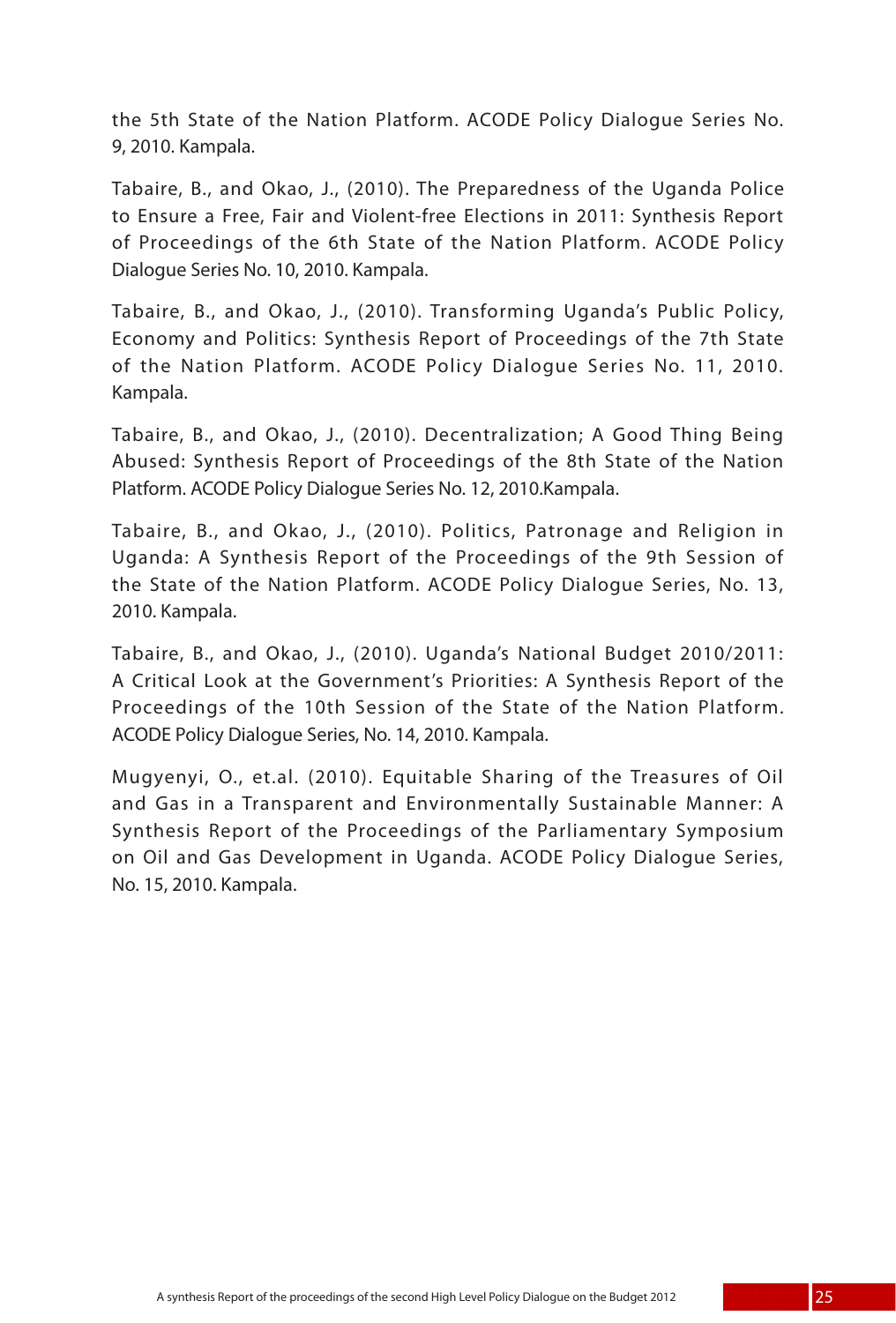the 5th State of the Nation Platform. ACODE Policy Dialogue Series No. 9, 2010. Kampala.

Tabaire, B., and Okao, J., (2010). The Preparedness of the Uganda Police to Ensure a Free, Fair and Violent-free Elections in 2011: Synthesis Report of Proceedings of the 6th State of the Nation Platform. ACODE Policy Dialogue Series No. 10, 2010. Kampala.

Tabaire, B., and Okao, J., (2010). Transforming Uganda's Public Policy, Economy and Politics: Synthesis Report of Proceedings of the 7th State of the Nation Platform. ACODE Policy Dialogue Series No. 11, 2010. Kampala.

Tabaire, B., and Okao, J., (2010). Decentralization; A Good Thing Being Abused: Synthesis Report of Proceedings of the 8th State of the Nation Platform. ACODE Policy Dialogue Series No. 12, 2010.Kampala.

Tabaire, B., and Okao, J., (2010). Politics, Patronage and Religion in Uganda: A Synthesis Report of the Proceedings of the 9th Session of the State of the Nation Platform. ACODE Policy Dialogue Series, No. 13, 2010. Kampala.

Tabaire, B., and Okao, J., (2010). Uganda's National Budget 2010/2011: A Critical Look at the Government's Priorities: A Synthesis Report of the Proceedings of the 10th Session of the State of the Nation Platform. ACODE Policy Dialogue Series, No. 14, 2010. Kampala.

Mugyenyi, O., et.al. (2010). Equitable Sharing of the Treasures of Oil and Gas in a Transparent and Environmentally Sustainable Manner: A Synthesis Report of the Proceedings of the Parliamentary Symposium on Oil and Gas Development in Uganda. ACODE Policy Dialogue Series, No. 15, 2010. Kampala.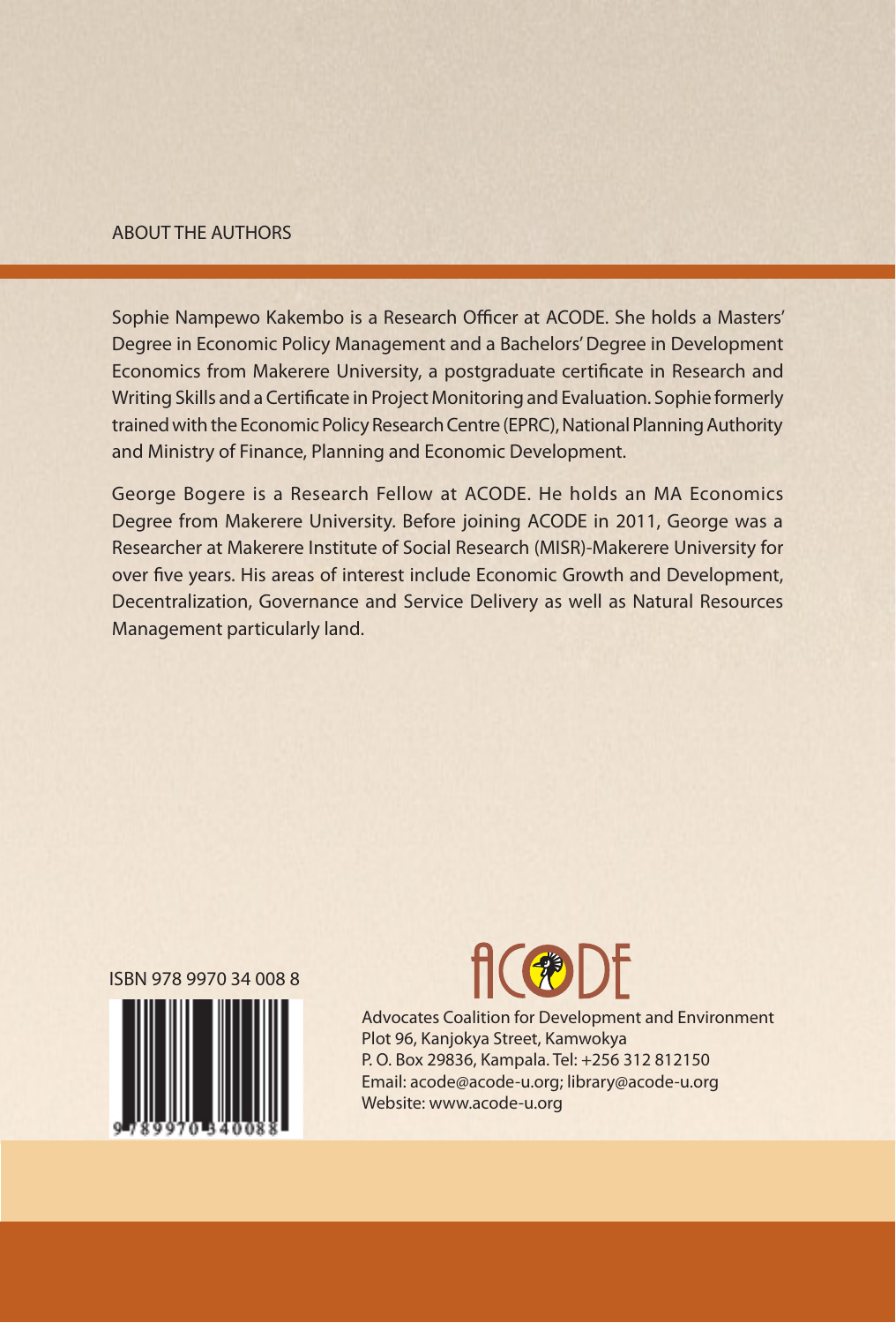ABOUT THE AUTHORS

Sophie Nampewo Kakembo is a Research Officer at ACODE. She holds a Masters' Degree in Economic Policy Management and a Bachelors' Degree in Development Economics from Makerere University, a postgraduate certificate in Research and Writing Skills and a Certificate in Project Monitoring and Evaluation. Sophie formerly trained with the Economic Policy Research Centre (EPRC), National Planning Authority and Ministry of Finance, Planning and Economic Development.

George Bogere is a Research Fellow at ACODE. He holds an MA Economics Degree from Makerere University. Before joining ACODE in 2011, George was a Researcher at Makerere Institute of Social Research (MISR)-Makerere University for over five years. His areas of interest include Economic Growth and Development, Decentralization, Governance and Service Delivery as well as Natural Resources Management particularly land.

ISBN 978 9970 34 008 8

ACODE

Advocates Coalition for Development and Environment
Plot 96, Kanjokya Street, Kamwokya
P. O. Box 29836, Kampala. Tel: +256 312 812150
Email: acode@acode-u.org; library@acode-u.org
Website: www.acode-u.org